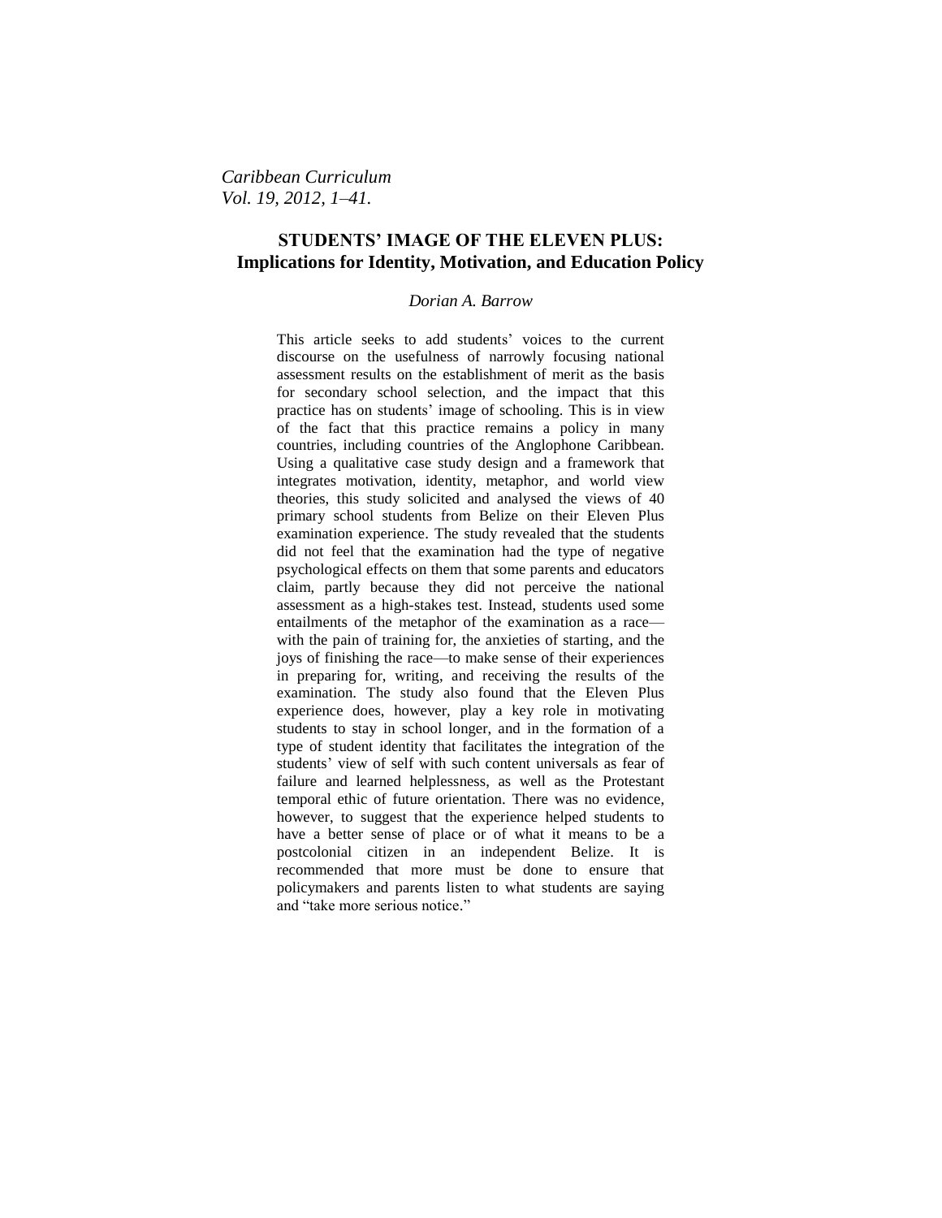*Caribbean Curriculum*
*Vol. 19, 2012, 1–41.*

# STUDENTS' IMAGE OF THE ELEVEN PLUS: Implications for Identity, Motivation, and Education Policy

*Dorian A. Barrow*

This article seeks to add students' voices to the current discourse on the usefulness of narrowly focusing national assessment results on the establishment of merit as the basis for secondary school selection, and the impact that this practice has on students' image of schooling. This is in view of the fact that this practice remains a policy in many countries, including countries of the Anglophone Caribbean. Using a qualitative case study design and a framework that integrates motivation, identity, metaphor, and world view theories, this study solicited and analysed the views of 40 primary school students from Belize on their Eleven Plus examination experience. The study revealed that the students did not feel that the examination had the type of negative psychological effects on them that some parents and educators claim, partly because they did not perceive the national assessment as a high-stakes test. Instead, students used some entailments of the metaphor of the examination as a race—with the pain of training for, the anxieties of starting, and the joys of finishing the race—to make sense of their experiences in preparing for, writing, and receiving the results of the examination. The study also found that the Eleven Plus experience does, however, play a key role in motivating students to stay in school longer, and in the formation of a type of student identity that facilitates the integration of the students' view of self with such content universals as fear of failure and learned helplessness, as well as the Protestant temporal ethic of future orientation. There was no evidence, however, to suggest that the experience helped students to have a better sense of place or of what it means to be a postcolonial citizen in an independent Belize. It is recommended that more must be done to ensure that policymakers and parents listen to what students are saying and "take more serious notice."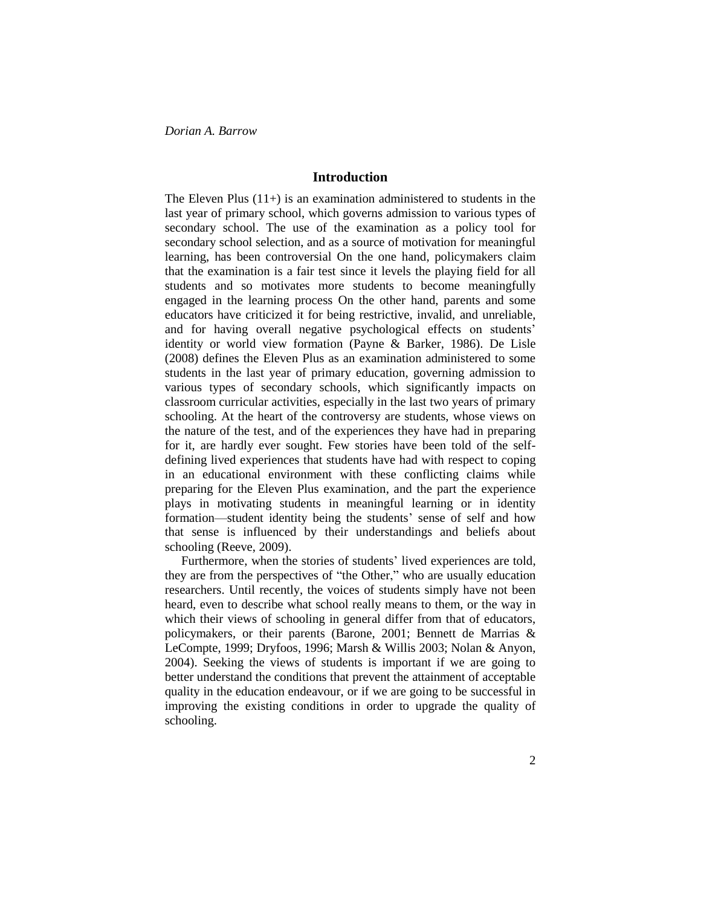## Introduction

The Eleven Plus (11+) is an examination administered to students in the last year of primary school, which governs admission to various types of secondary school. The use of the examination as a policy tool for secondary school selection, and as a source of motivation for meaningful learning, has been controversial On the one hand, policymakers claim that the examination is a fair test since it levels the playing field for all students and so motivates more students to become meaningfully engaged in the learning process On the other hand, parents and some educators have criticized it for being restrictive, invalid, and unreliable, and for having overall negative psychological effects on students' identity or world view formation (Payne & Barker, 1986). De Lisle (2008) defines the Eleven Plus as an examination administered to some students in the last year of primary education, governing admission to various types of secondary schools, which significantly impacts on classroom curricular activities, especially in the last two years of primary schooling. At the heart of the controversy are students, whose views on the nature of the test, and of the experiences they have had in preparing for it, are hardly ever sought. Few stories have been told of the self-defining lived experiences that students have had with respect to coping in an educational environment with these conflicting claims while preparing for the Eleven Plus examination, and the part the experience plays in motivating students in meaningful learning or in identity formation—student identity being the students' sense of self and how that sense is influenced by their understandings and beliefs about schooling (Reeve, 2009).

Furthermore, when the stories of students' lived experiences are told, they are from the perspectives of "the Other," who are usually education researchers. Until recently, the voices of students simply have not been heard, even to describe what school really means to them, or the way in which their views of schooling in general differ from that of educators, policymakers, or their parents (Barone, 2001; Bennett de Marrias & LeCompte, 1999; Dryfoos, 1996; Marsh & Willis 2003; Nolan & Anyon, 2004). Seeking the views of students is important if we are going to better understand the conditions that prevent the attainment of acceptable quality in the education endeavour, or if we are going to be successful in improving the existing conditions in order to upgrade the quality of schooling.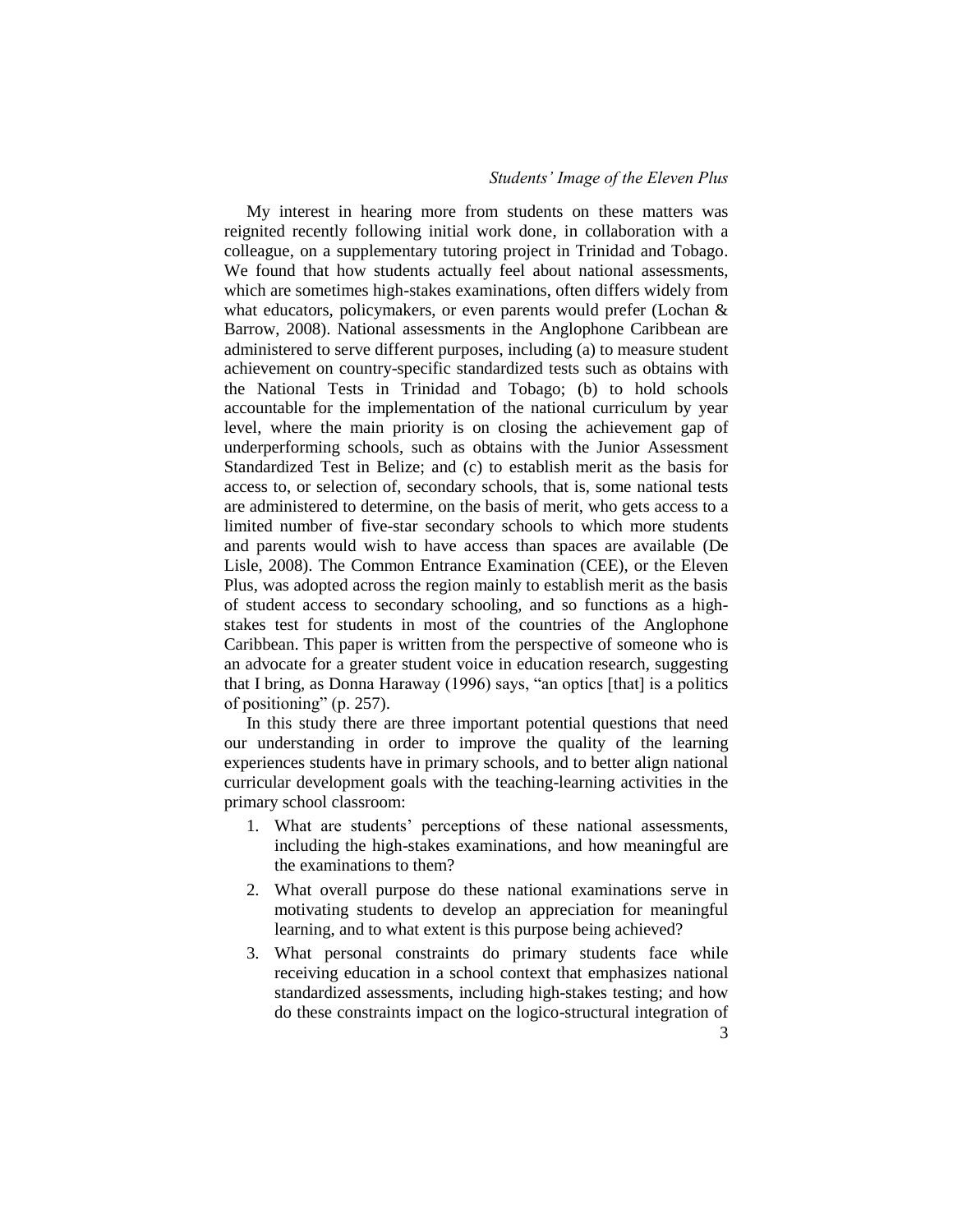My interest in hearing more from students on these matters was reignited recently following initial work done, in collaboration with a colleague, on a supplementary tutoring project in Trinidad and Tobago. We found that how students actually feel about national assessments, which are sometimes high-stakes examinations, often differs widely from what educators, policymakers, or even parents would prefer (Lochan & Barrow, 2008). National assessments in the Anglophone Caribbean are administered to serve different purposes, including (a) to measure student achievement on country-specific standardized tests such as obtains with the National Tests in Trinidad and Tobago; (b) to hold schools accountable for the implementation of the national curriculum by year level, where the main priority is on closing the achievement gap of underperforming schools, such as obtains with the Junior Assessment Standardized Test in Belize; and (c) to establish merit as the basis for access to, or selection of, secondary schools, that is, some national tests are administered to determine, on the basis of merit, who gets access to a limited number of five-star secondary schools to which more students and parents would wish to have access than spaces are available (De Lisle, 2008). The Common Entrance Examination (CEE), or the Eleven Plus, was adopted across the region mainly to establish merit as the basis of student access to secondary schooling, and so functions as a high-stakes test for students in most of the countries of the Anglophone Caribbean. This paper is written from the perspective of someone who is an advocate for a greater student voice in education research, suggesting that I bring, as Donna Haraway (1996) says, "an optics [that] is a politics of positioning" (p. 257).

In this study there are three important potential questions that need our understanding in order to improve the quality of the learning experiences students have in primary schools, and to better align national curricular development goals with the teaching-learning activities in the primary school classroom:

1. What are students' perceptions of these national assessments, including the high-stakes examinations, and how meaningful are the examinations to them?
2. What overall purpose do these national examinations serve in motivating students to develop an appreciation for meaningful learning, and to what extent is this purpose being achieved?
3. What personal constraints do primary students face while receiving education in a school context that emphasizes national standardized assessments, including high-stakes testing; and how do these constraints impact on the logico-structural integration of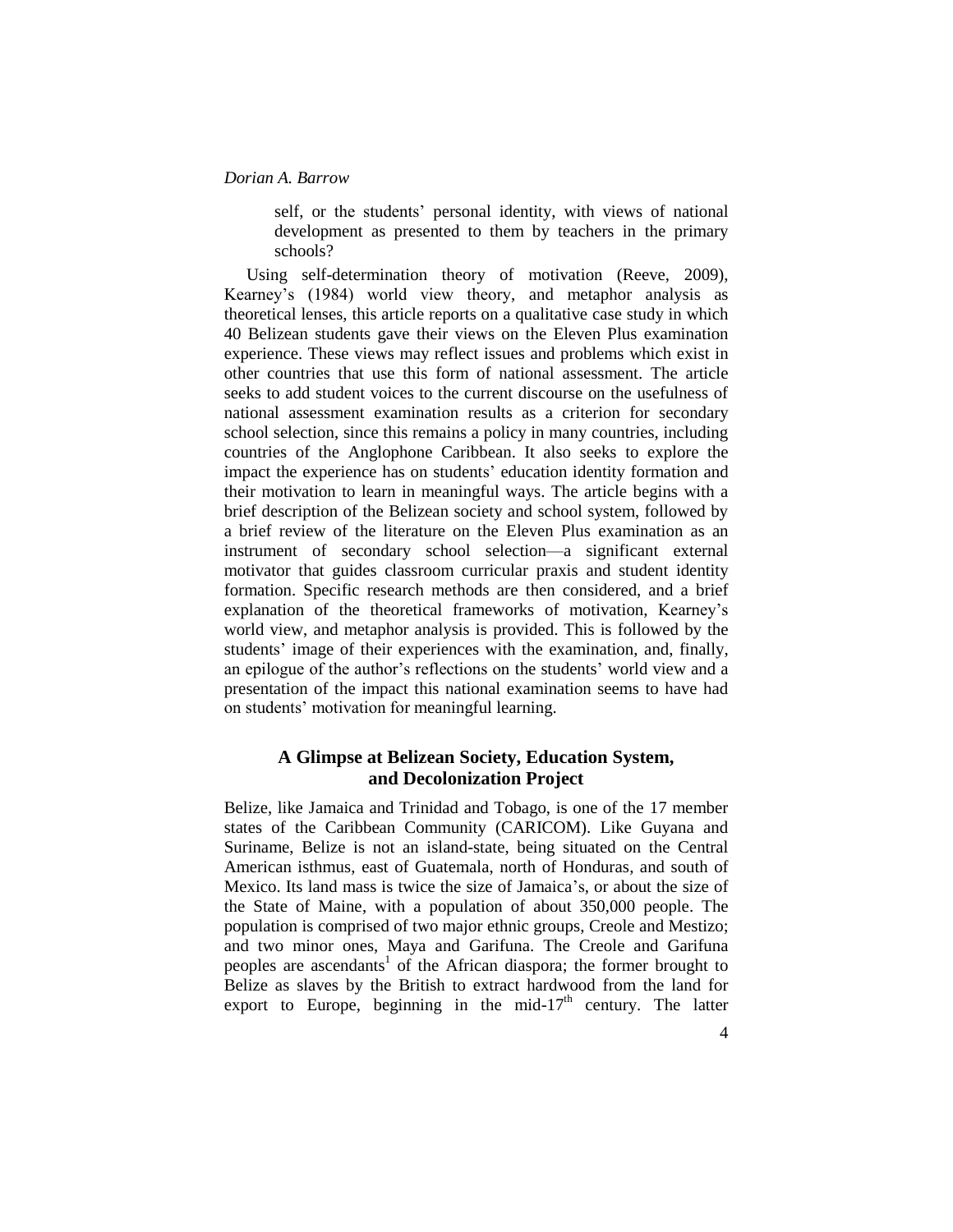self, or the students' personal identity, with views of national development as presented to them by teachers in the primary schools?

Using self-determination theory of motivation (Reeve, 2009), Kearney's (1984) world view theory, and metaphor analysis as theoretical lenses, this article reports on a qualitative case study in which 40 Belizean students gave their views on the Eleven Plus examination experience. These views may reflect issues and problems which exist in other countries that use this form of national assessment. The article seeks to add student voices to the current discourse on the usefulness of national assessment examination results as a criterion for secondary school selection, since this remains a policy in many countries, including countries of the Anglophone Caribbean. It also seeks to explore the impact the experience has on students' education identity formation and their motivation to learn in meaningful ways. The article begins with a brief description of the Belizean society and school system, followed by a brief review of the literature on the Eleven Plus examination as an instrument of secondary school selection—a significant external motivator that guides classroom curricular praxis and student identity formation. Specific research methods are then considered, and a brief explanation of the theoretical frameworks of motivation, Kearney's world view, and metaphor analysis is provided. This is followed by the students' image of their experiences with the examination, and, finally, an epilogue of the author's reflections on the students' world view and a presentation of the impact this national examination seems to have had on students' motivation for meaningful learning.

## A Glimpse at Belizean Society, Education System, and Decolonization Project

Belize, like Jamaica and Trinidad and Tobago, is one of the 17 member states of the Caribbean Community (CARICOM). Like Guyana and Suriname, Belize is not an island-state, being situated on the Central American isthmus, east of Guatemala, north of Honduras, and south of Mexico. Its land mass is twice the size of Jamaica's, or about the size of the State of Maine, with a population of about 350,000 people. The population is comprised of two major ethnic groups, Creole and Mestizo; and two minor ones, Maya and Garifuna. The Creole and Garifuna peoples are ascendants[1] of the African diaspora; the former brought to Belize as slaves by the British to extract hardwood from the land for export to Europe, beginning in the mid-17th century. The latter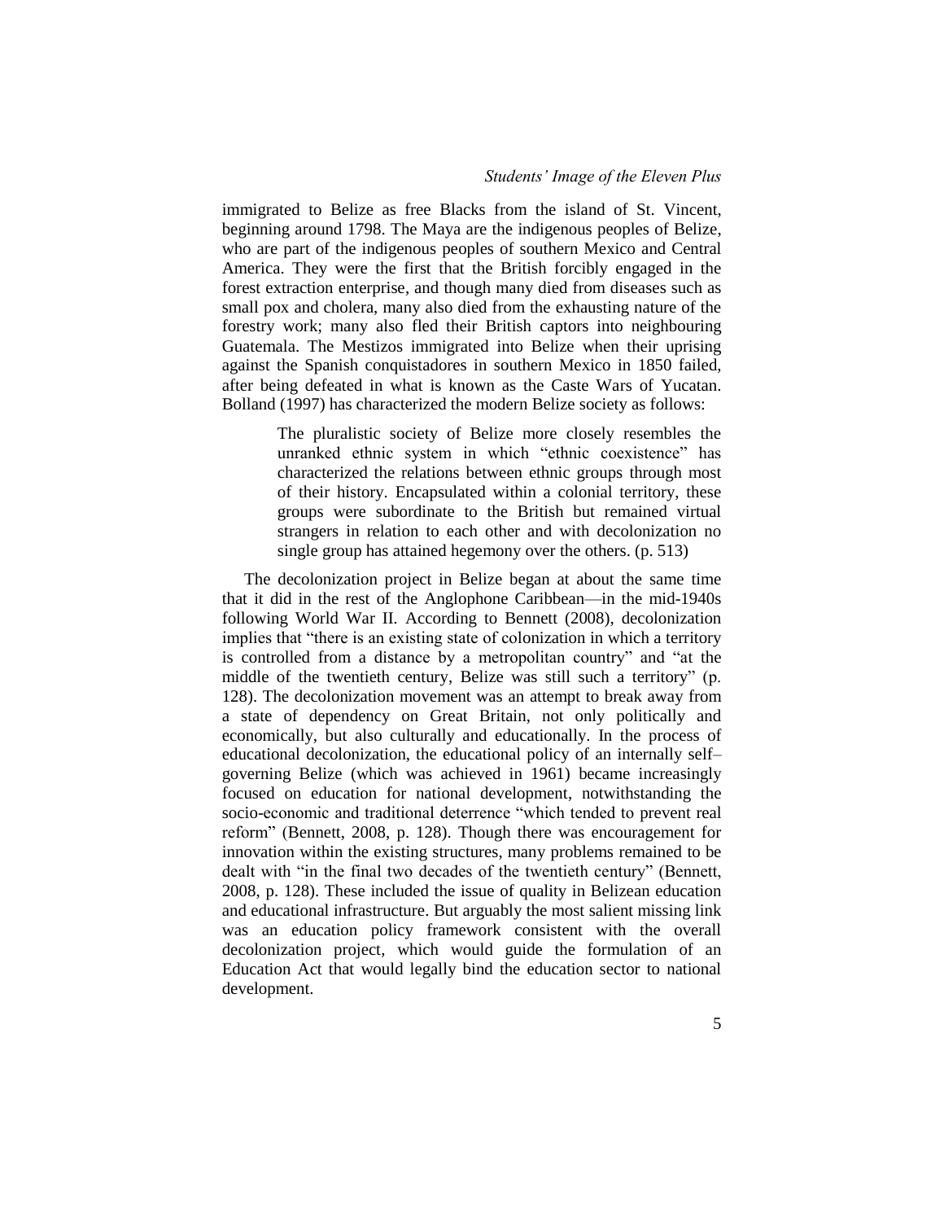immigrated to Belize as free Blacks from the island of St. Vincent, beginning around 1798. The Maya are the indigenous peoples of Belize, who are part of the indigenous peoples of southern Mexico and Central America. They were the first that the British forcibly engaged in the forest extraction enterprise, and though many died from diseases such as small pox and cholera, many also died from the exhausting nature of the forestry work; many also fled their British captors into neighbouring Guatemala. The Mestizos immigrated into Belize when their uprising against the Spanish conquistadores in southern Mexico in 1850 failed, after being defeated in what is known as the Caste Wars of Yucatan. Bolland (1997) has characterized the modern Belize society as follows:

> The pluralistic society of Belize more closely resembles the unranked ethnic system in which "ethnic coexistence" has characterized the relations between ethnic groups through most of their history. Encapsulated within a colonial territory, these groups were subordinate to the British but remained virtual strangers in relation to each other and with decolonization no single group has attained hegemony over the others. (p. 513)

The decolonization project in Belize began at about the same time that it did in the rest of the Anglophone Caribbean—in the mid-1940s following World War II. According to Bennett (2008), decolonization implies that "there is an existing state of colonization in which a territory is controlled from a distance by a metropolitan country" and "at the middle of the twentieth century, Belize was still such a territory" (p. 128). The decolonization movement was an attempt to break away from a state of dependency on Great Britain, not only politically and economically, but also culturally and educationally. In the process of educational decolonization, the educational policy of an internally self–governing Belize (which was achieved in 1961) became increasingly focused on education for national development, notwithstanding the socio-economic and traditional deterrence "which tended to prevent real reform" (Bennett, 2008, p. 128). Though there was encouragement for innovation within the existing structures, many problems remained to be dealt with "in the final two decades of the twentieth century" (Bennett, 2008, p. 128). These included the issue of quality in Belizean education and educational infrastructure. But arguably the most salient missing link was an education policy framework consistent with the overall decolonization project, which would guide the formulation of an Education Act that would legally bind the education sector to national development.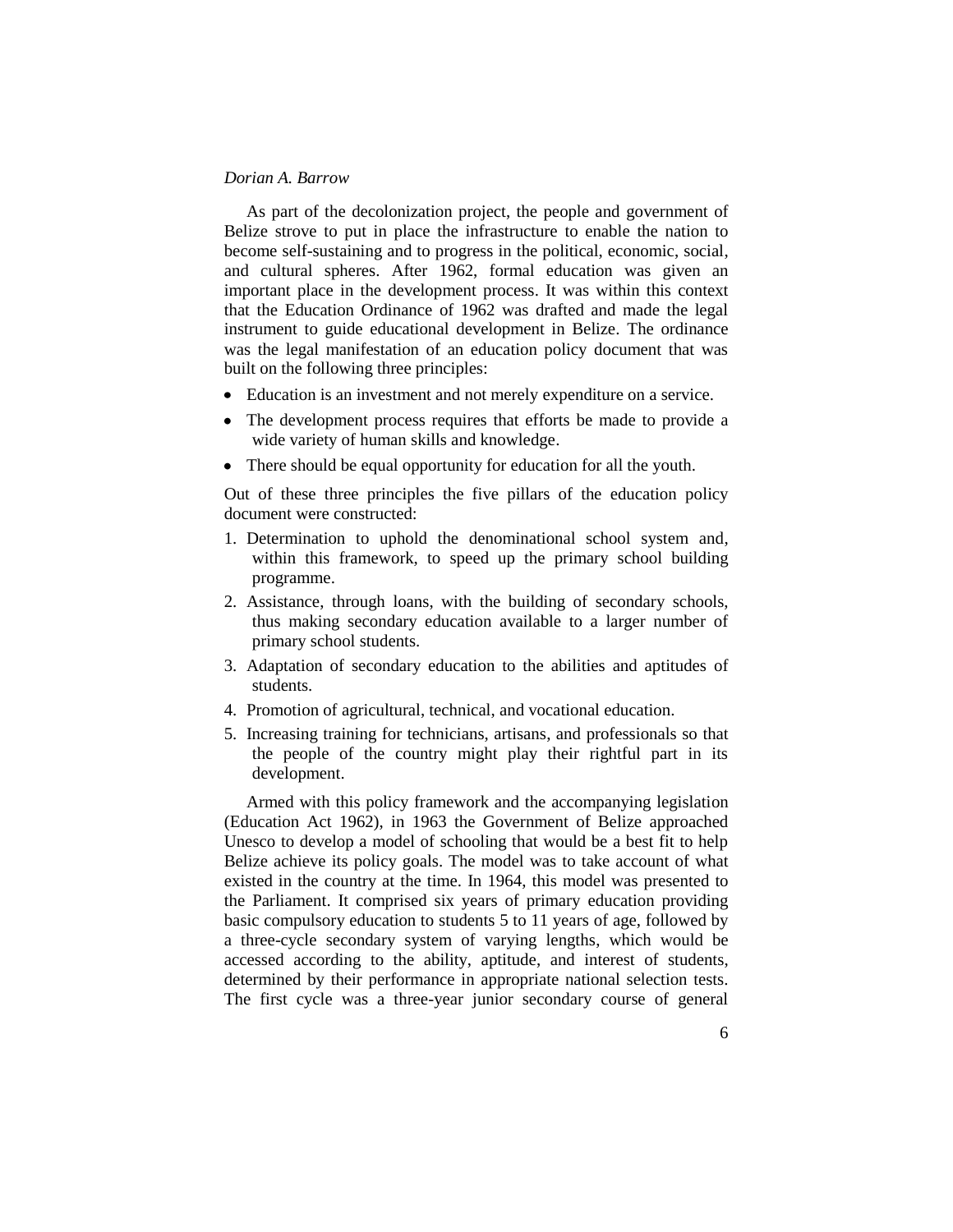As part of the decolonization project, the people and government of Belize strove to put in place the infrastructure to enable the nation to become self-sustaining and to progress in the political, economic, social, and cultural spheres. After 1962, formal education was given an important place in the development process. It was within this context that the Education Ordinance of 1962 was drafted and made the legal instrument to guide educational development in Belize. The ordinance was the legal manifestation of an education policy document that was built on the following three principles:

- Education is an investment and not merely expenditure on a service.
- The development process requires that efforts be made to provide a wide variety of human skills and knowledge.
- There should be equal opportunity for education for all the youth.

Out of these three principles the five pillars of the education policy document were constructed:

1. Determination to uphold the denominational school system and, within this framework, to speed up the primary school building programme.
2. Assistance, through loans, with the building of secondary schools, thus making secondary education available to a larger number of primary school students.
3. Adaptation of secondary education to the abilities and aptitudes of students.
4. Promotion of agricultural, technical, and vocational education.
5. Increasing training for technicians, artisans, and professionals so that the people of the country might play their rightful part in its development.

Armed with this policy framework and the accompanying legislation (Education Act 1962), in 1963 the Government of Belize approached Unesco to develop a model of schooling that would be a best fit to help Belize achieve its policy goals. The model was to take account of what existed in the country at the time. In 1964, this model was presented to the Parliament. It comprised six years of primary education providing basic compulsory education to students 5 to 11 years of age, followed by a three-cycle secondary system of varying lengths, which would be accessed according to the ability, aptitude, and interest of students, determined by their performance in appropriate national selection tests. The first cycle was a three-year junior secondary course of general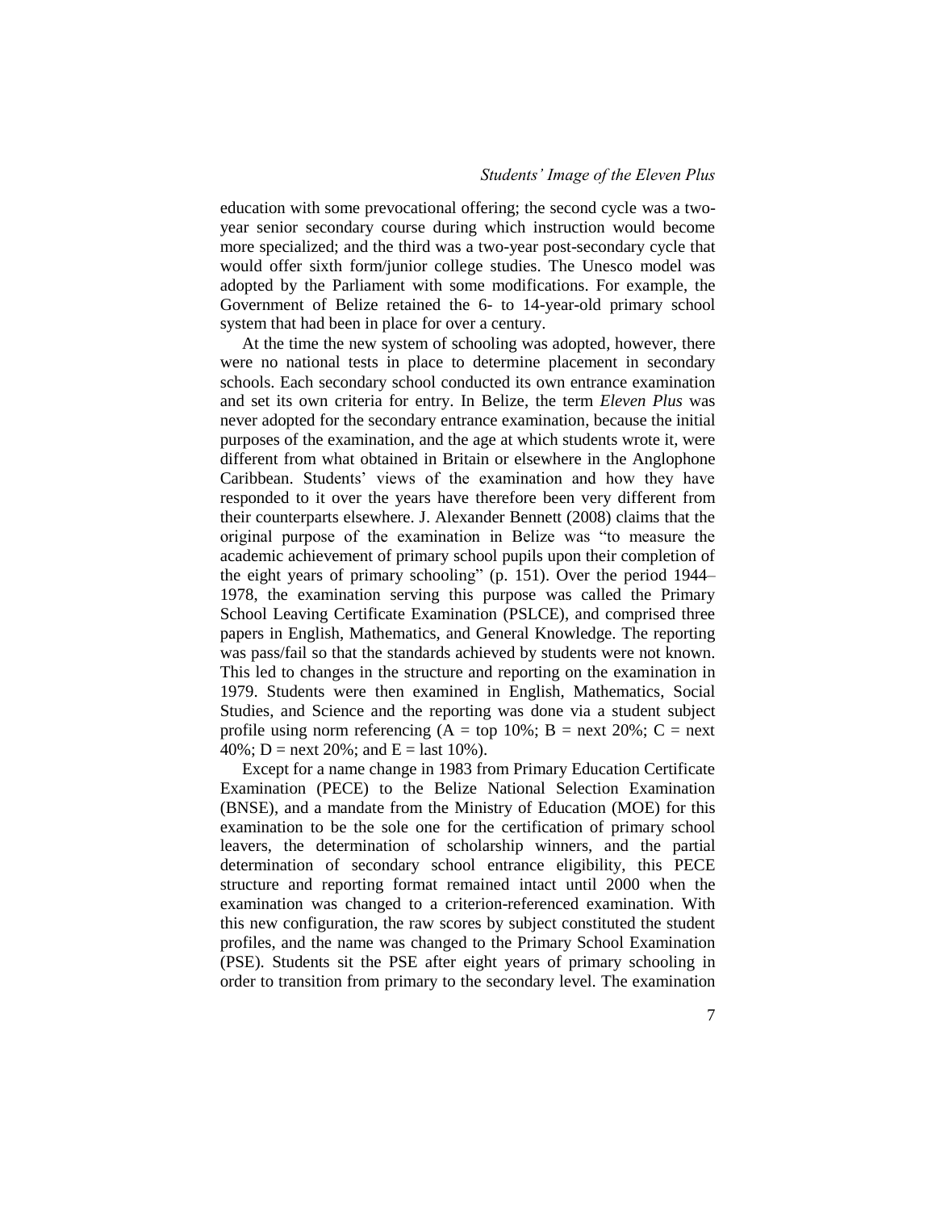education with some prevocational offering; the second cycle was a two-year senior secondary course during which instruction would become more specialized; and the third was a two-year post-secondary cycle that would offer sixth form/junior college studies. The Unesco model was adopted by the Parliament with some modifications. For example, the Government of Belize retained the 6- to 14-year-old primary school system that had been in place for over a century.

At the time the new system of schooling was adopted, however, there were no national tests in place to determine placement in secondary schools. Each secondary school conducted its own entrance examination and set its own criteria for entry. In Belize, the term *Eleven Plus* was never adopted for the secondary entrance examination, because the initial purposes of the examination, and the age at which students wrote it, were different from what obtained in Britain or elsewhere in the Anglophone Caribbean. Students' views of the examination and how they have responded to it over the years have therefore been very different from their counterparts elsewhere. J. Alexander Bennett (2008) claims that the original purpose of the examination in Belize was "to measure the academic achievement of primary school pupils upon their completion of the eight years of primary schooling" (p. 151). Over the period 1944–1978, the examination serving this purpose was called the Primary School Leaving Certificate Examination (PSLCE), and comprised three papers in English, Mathematics, and General Knowledge. The reporting was pass/fail so that the standards achieved by students were not known. This led to changes in the structure and reporting on the examination in 1979. Students were then examined in English, Mathematics, Social Studies, and Science and the reporting was done via a student subject profile using norm referencing (A = top 10%; B = next 20%; C = next 40%; D = next 20%; and E = last 10%).

Except for a name change in 1983 from Primary Education Certificate Examination (PECE) to the Belize National Selection Examination (BNSE), and a mandate from the Ministry of Education (MOE) for this examination to be the sole one for the certification of primary school leavers, the determination of scholarship winners, and the partial determination of secondary school entrance eligibility, this PECE structure and reporting format remained intact until 2000 when the examination was changed to a criterion-referenced examination. With this new configuration, the raw scores by subject constituted the student profiles, and the name was changed to the Primary School Examination (PSE). Students sit the PSE after eight years of primary schooling in order to transition from primary to the secondary level. The examination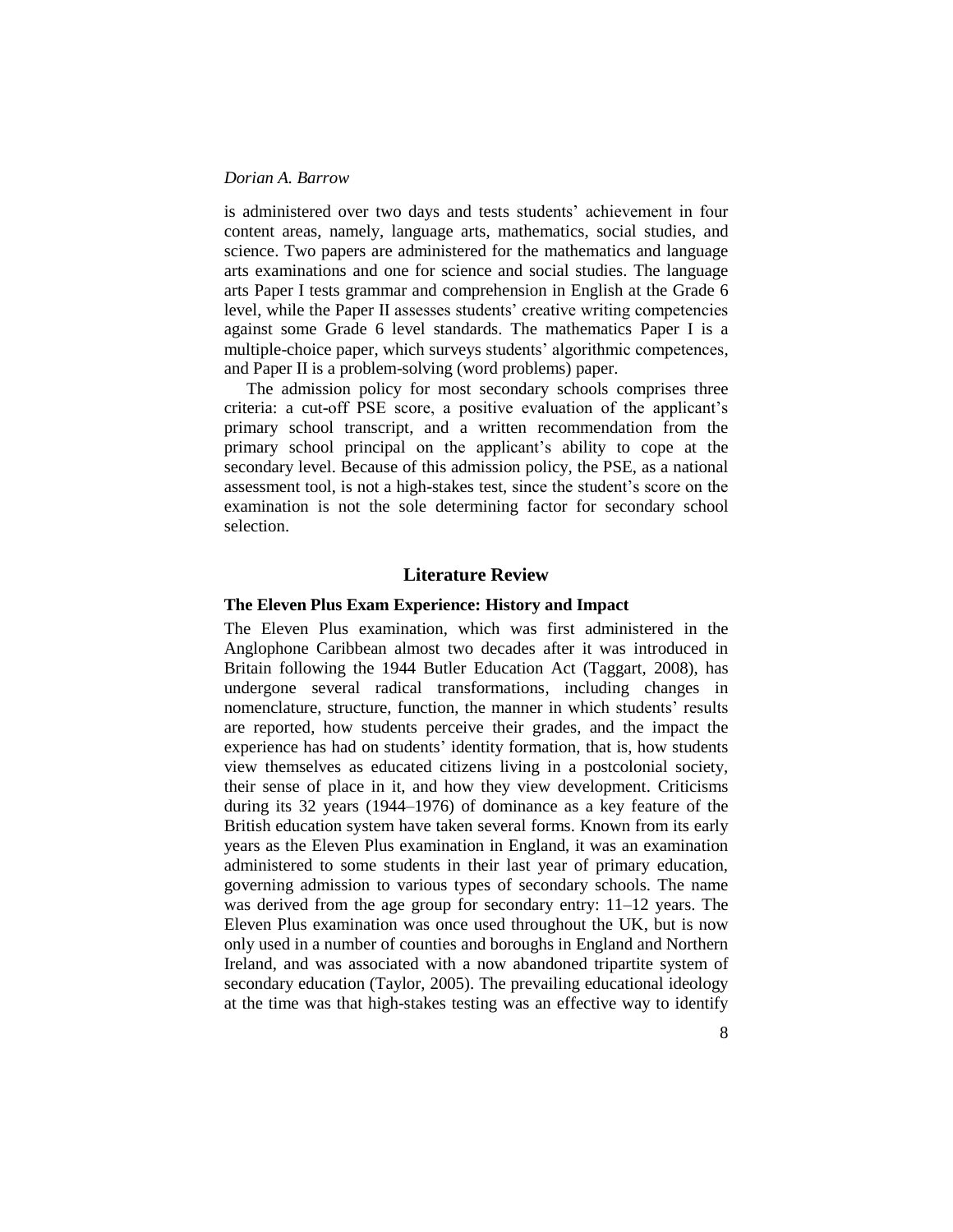is administered over two days and tests students' achievement in four content areas, namely, language arts, mathematics, social studies, and science. Two papers are administered for the mathematics and language arts examinations and one for science and social studies. The language arts Paper I tests grammar and comprehension in English at the Grade 6 level, while the Paper II assesses students' creative writing competencies against some Grade 6 level standards. The mathematics Paper I is a multiple-choice paper, which surveys students' algorithmic competences, and Paper II is a problem-solving (word problems) paper.

The admission policy for most secondary schools comprises three criteria: a cut-off PSE score, a positive evaluation of the applicant's primary school transcript, and a written recommendation from the primary school principal on the applicant's ability to cope at the secondary level. Because of this admission policy, the PSE, as a national assessment tool, is not a high-stakes test, since the student's score on the examination is not the sole determining factor for secondary school selection.

## Literature Review

### The Eleven Plus Exam Experience: History and Impact

The Eleven Plus examination, which was first administered in the Anglophone Caribbean almost two decades after it was introduced in Britain following the 1944 Butler Education Act (Taggart, 2008), has undergone several radical transformations, including changes in nomenclature, structure, function, the manner in which students' results are reported, how students perceive their grades, and the impact the experience has had on students' identity formation, that is, how students view themselves as educated citizens living in a postcolonial society, their sense of place in it, and how they view development. Criticisms during its 32 years (1944–1976) of dominance as a key feature of the British education system have taken several forms. Known from its early years as the Eleven Plus examination in England, it was an examination administered to some students in their last year of primary education, governing admission to various types of secondary schools. The name was derived from the age group for secondary entry: 11–12 years. The Eleven Plus examination was once used throughout the UK, but is now only used in a number of counties and boroughs in England and Northern Ireland, and was associated with a now abandoned tripartite system of secondary education (Taylor, 2005). The prevailing educational ideology at the time was that high-stakes testing was an effective way to identify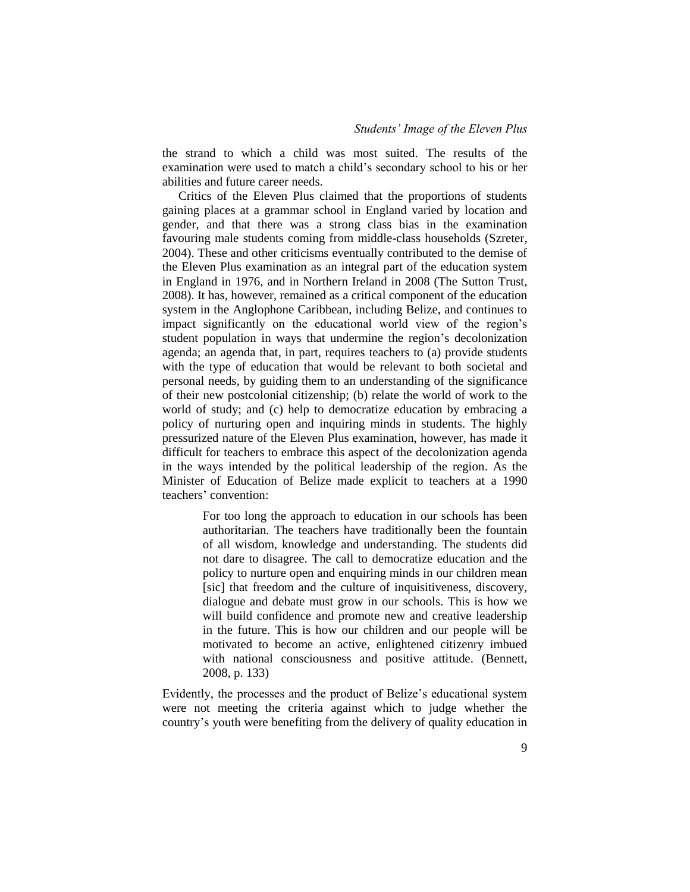the strand to which a child was most suited. The results of the examination were used to match a child's secondary school to his or her abilities and future career needs.

Critics of the Eleven Plus claimed that the proportions of students gaining places at a grammar school in England varied by location and gender, and that there was a strong class bias in the examination favouring male students coming from middle-class households (Szreter, 2004). These and other criticisms eventually contributed to the demise of the Eleven Plus examination as an integral part of the education system in England in 1976, and in Northern Ireland in 2008 (The Sutton Trust, 2008). It has, however, remained as a critical component of the education system in the Anglophone Caribbean, including Belize, and continues to impact significantly on the educational world view of the region's student population in ways that undermine the region's decolonization agenda; an agenda that, in part, requires teachers to (a) provide students with the type of education that would be relevant to both societal and personal needs, by guiding them to an understanding of the significance of their new postcolonial citizenship; (b) relate the world of work to the world of study; and (c) help to democratize education by embracing a policy of nurturing open and inquiring minds in students. The highly pressurized nature of the Eleven Plus examination, however, has made it difficult for teachers to embrace this aspect of the decolonization agenda in the ways intended by the political leadership of the region. As the Minister of Education of Belize made explicit to teachers at a 1990 teachers' convention:

> For too long the approach to education in our schools has been authoritarian. The teachers have traditionally been the fountain of all wisdom, knowledge and understanding. The students did not dare to disagree. The call to democratize education and the policy to nurture open and enquiring minds in our children mean [sic] that freedom and the culture of inquisitiveness, discovery, dialogue and debate must grow in our schools. This is how we will build confidence and promote new and creative leadership in the future. This is how our children and our people will be motivated to become an active, enlightened citizenry imbued with national consciousness and positive attitude. (Bennett, 2008, p. 133)

Evidently, the processes and the product of Belize's educational system were not meeting the criteria against which to judge whether the country's youth were benefiting from the delivery of quality education in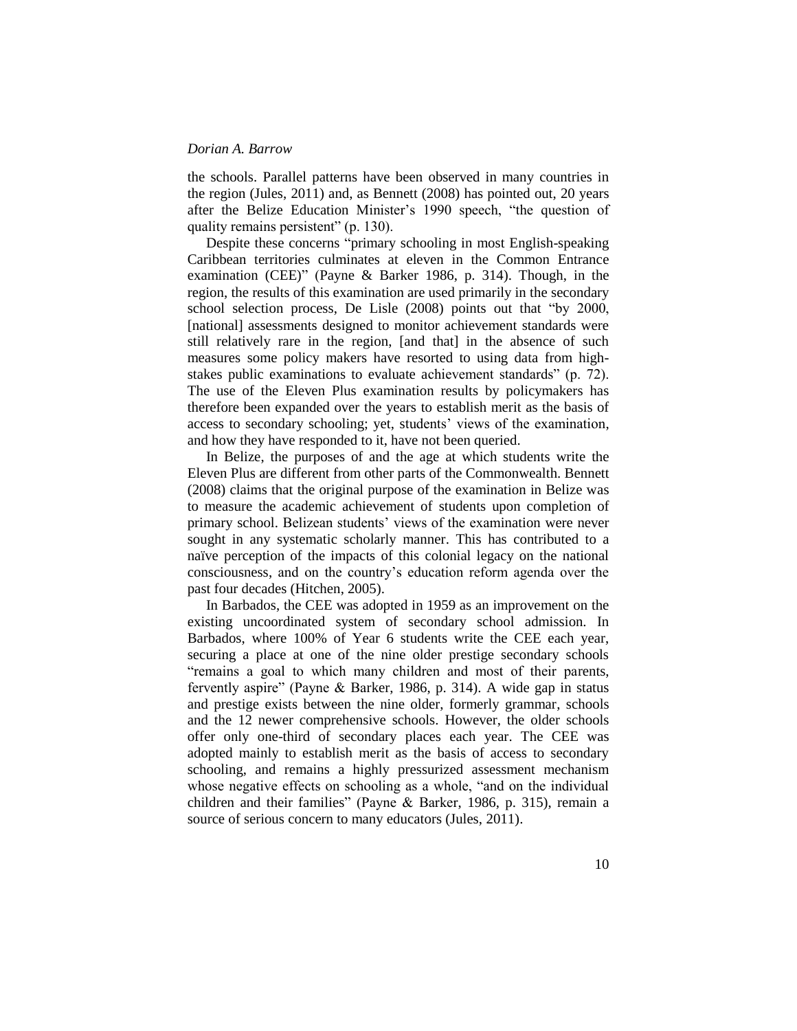the schools. Parallel patterns have been observed in many countries in the region (Jules, 2011) and, as Bennett (2008) has pointed out, 20 years after the Belize Education Minister's 1990 speech, "the question of quality remains persistent" (p. 130).

Despite these concerns "primary schooling in most English-speaking Caribbean territories culminates at eleven in the Common Entrance examination (CEE)" (Payne & Barker 1986, p. 314). Though, in the region, the results of this examination are used primarily in the secondary school selection process, De Lisle (2008) points out that "by 2000, [national] assessments designed to monitor achievement standards were still relatively rare in the region, [and that] in the absence of such measures some policy makers have resorted to using data from high-stakes public examinations to evaluate achievement standards" (p. 72). The use of the Eleven Plus examination results by policymakers has therefore been expanded over the years to establish merit as the basis of access to secondary schooling; yet, students' views of the examination, and how they have responded to it, have not been queried.

In Belize, the purposes of and the age at which students write the Eleven Plus are different from other parts of the Commonwealth. Bennett (2008) claims that the original purpose of the examination in Belize was to measure the academic achievement of students upon completion of primary school. Belizean students' views of the examination were never sought in any systematic scholarly manner. This has contributed to a naïve perception of the impacts of this colonial legacy on the national consciousness, and on the country's education reform agenda over the past four decades (Hitchen, 2005).

In Barbados, the CEE was adopted in 1959 as an improvement on the existing uncoordinated system of secondary school admission. In Barbados, where 100% of Year 6 students write the CEE each year, securing a place at one of the nine older prestige secondary schools "remains a goal to which many children and most of their parents, fervently aspire" (Payne & Barker, 1986, p. 314). A wide gap in status and prestige exists between the nine older, formerly grammar, schools and the 12 newer comprehensive schools. However, the older schools offer only one-third of secondary places each year. The CEE was adopted mainly to establish merit as the basis of access to secondary schooling, and remains a highly pressurized assessment mechanism whose negative effects on schooling as a whole, "and on the individual children and their families" (Payne & Barker, 1986, p. 315), remain a source of serious concern to many educators (Jules, 2011).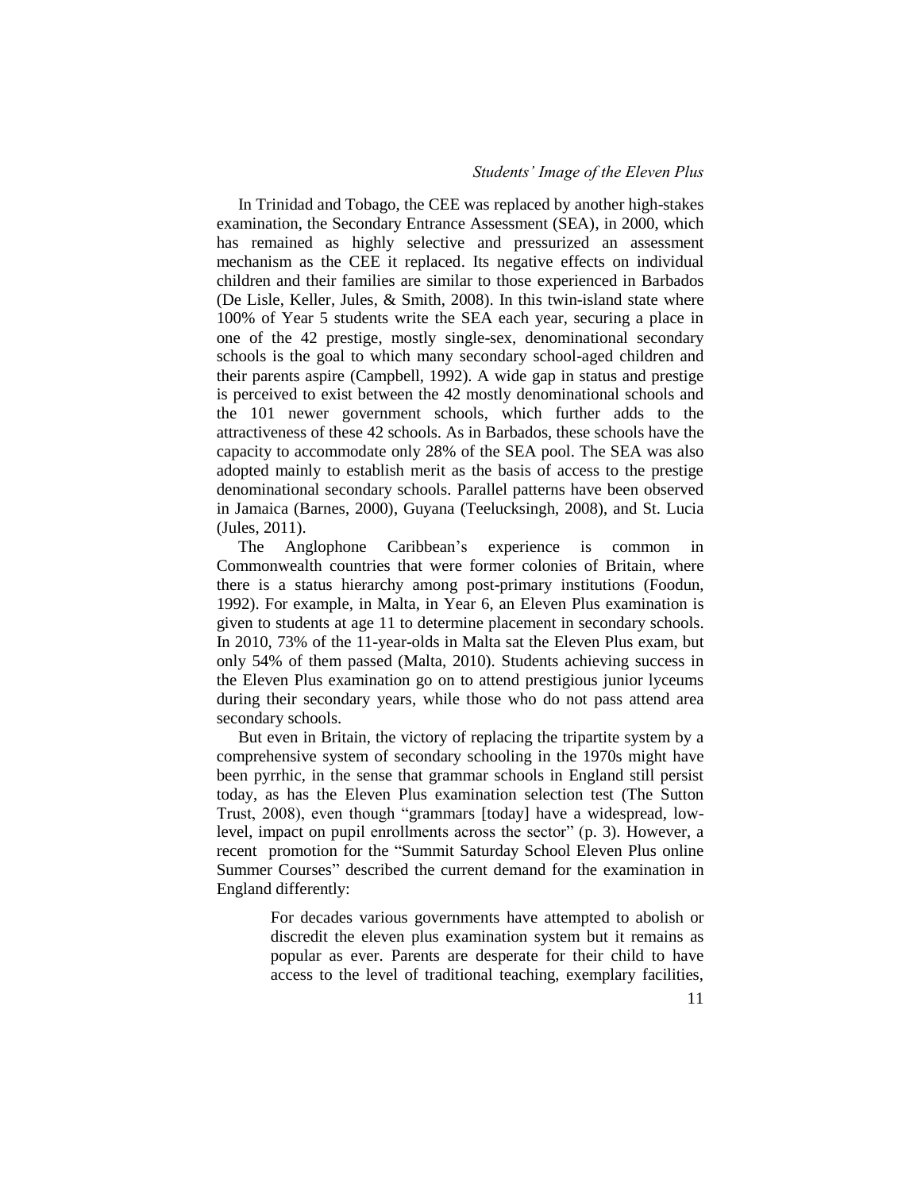In Trinidad and Tobago, the CEE was replaced by another high-stakes examination, the Secondary Entrance Assessment (SEA), in 2000, which has remained as highly selective and pressurized an assessment mechanism as the CEE it replaced. Its negative effects on individual children and their families are similar to those experienced in Barbados (De Lisle, Keller, Jules, & Smith, 2008). In this twin-island state where 100% of Year 5 students write the SEA each year, securing a place in one of the 42 prestige, mostly single-sex, denominational secondary schools is the goal to which many secondary school-aged children and their parents aspire (Campbell, 1992). A wide gap in status and prestige is perceived to exist between the 42 mostly denominational schools and the 101 newer government schools, which further adds to the attractiveness of these 42 schools. As in Barbados, these schools have the capacity to accommodate only 28% of the SEA pool. The SEA was also adopted mainly to establish merit as the basis of access to the prestige denominational secondary schools. Parallel patterns have been observed in Jamaica (Barnes, 2000), Guyana (Teelucksingh, 2008), and St. Lucia (Jules, 2011).

The Anglophone Caribbean's experience is common in Commonwealth countries that were former colonies of Britain, where there is a status hierarchy among post-primary institutions (Foodun, 1992). For example, in Malta, in Year 6, an Eleven Plus examination is given to students at age 11 to determine placement in secondary schools. In 2010, 73% of the 11-year-olds in Malta sat the Eleven Plus exam, but only 54% of them passed (Malta, 2010). Students achieving success in the Eleven Plus examination go on to attend prestigious junior lyceums during their secondary years, while those who do not pass attend area secondary schools.

But even in Britain, the victory of replacing the tripartite system by a comprehensive system of secondary schooling in the 1970s might have been pyrrhic, in the sense that grammar schools in England still persist today, as has the Eleven Plus examination selection test (The Sutton Trust, 2008), even though "grammars [today] have a widespread, low-level, impact on pupil enrollments across the sector" (p. 3). However, a recent promotion for the "Summit Saturday School Eleven Plus online Summer Courses" described the current demand for the examination in England differently:

> For decades various governments have attempted to abolish or discredit the eleven plus examination system but it remains as popular as ever. Parents are desperate for their child to have access to the level of traditional teaching, exemplary facilities,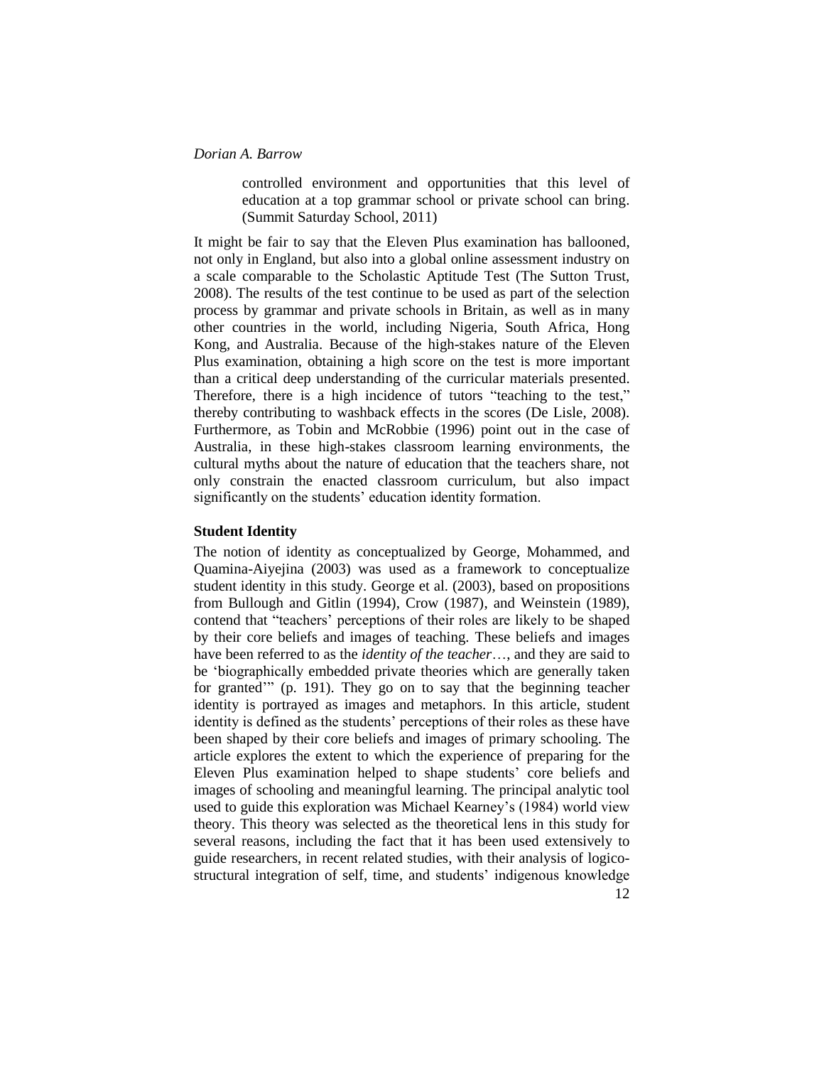> controlled environment and opportunities that this level of education at a top grammar school or private school can bring. (Summit Saturday School, 2011)

It might be fair to say that the Eleven Plus examination has ballooned, not only in England, but also into a global online assessment industry on a scale comparable to the Scholastic Aptitude Test (The Sutton Trust, 2008). The results of the test continue to be used as part of the selection process by grammar and private schools in Britain, as well as in many other countries in the world, including Nigeria, South Africa, Hong Kong, and Australia. Because of the high-stakes nature of the Eleven Plus examination, obtaining a high score on the test is more important than a critical deep understanding of the curricular materials presented. Therefore, there is a high incidence of tutors "teaching to the test," thereby contributing to washback effects in the scores (De Lisle, 2008). Furthermore, as Tobin and McRobbie (1996) point out in the case of Australia, in these high-stakes classroom learning environments, the cultural myths about the nature of education that the teachers share, not only constrain the enacted classroom curriculum, but also impact significantly on the students' education identity formation.

**Student Identity**

The notion of identity as conceptualized by George, Mohammed, and Quamina-Aiyejina (2003) was used as a framework to conceptualize student identity in this study. George et al. (2003), based on propositions from Bullough and Gitlin (1994), Crow (1987), and Weinstein (1989), contend that "teachers' perceptions of their roles are likely to be shaped by their core beliefs and images of teaching. These beliefs and images have been referred to as the *identity of the teacher*…, and they are said to be 'biographically embedded private theories which are generally taken for granted'" (p. 191). They go on to say that the beginning teacher identity is portrayed as images and metaphors. In this article, student identity is defined as the students' perceptions of their roles as these have been shaped by their core beliefs and images of primary schooling. The article explores the extent to which the experience of preparing for the Eleven Plus examination helped to shape students' core beliefs and images of schooling and meaningful learning. The principal analytic tool used to guide this exploration was Michael Kearney's (1984) world view theory. This theory was selected as the theoretical lens in this study for several reasons, including the fact that it has been used extensively to guide researchers, in recent related studies, with their analysis of logico-structural integration of self, time, and students' indigenous knowledge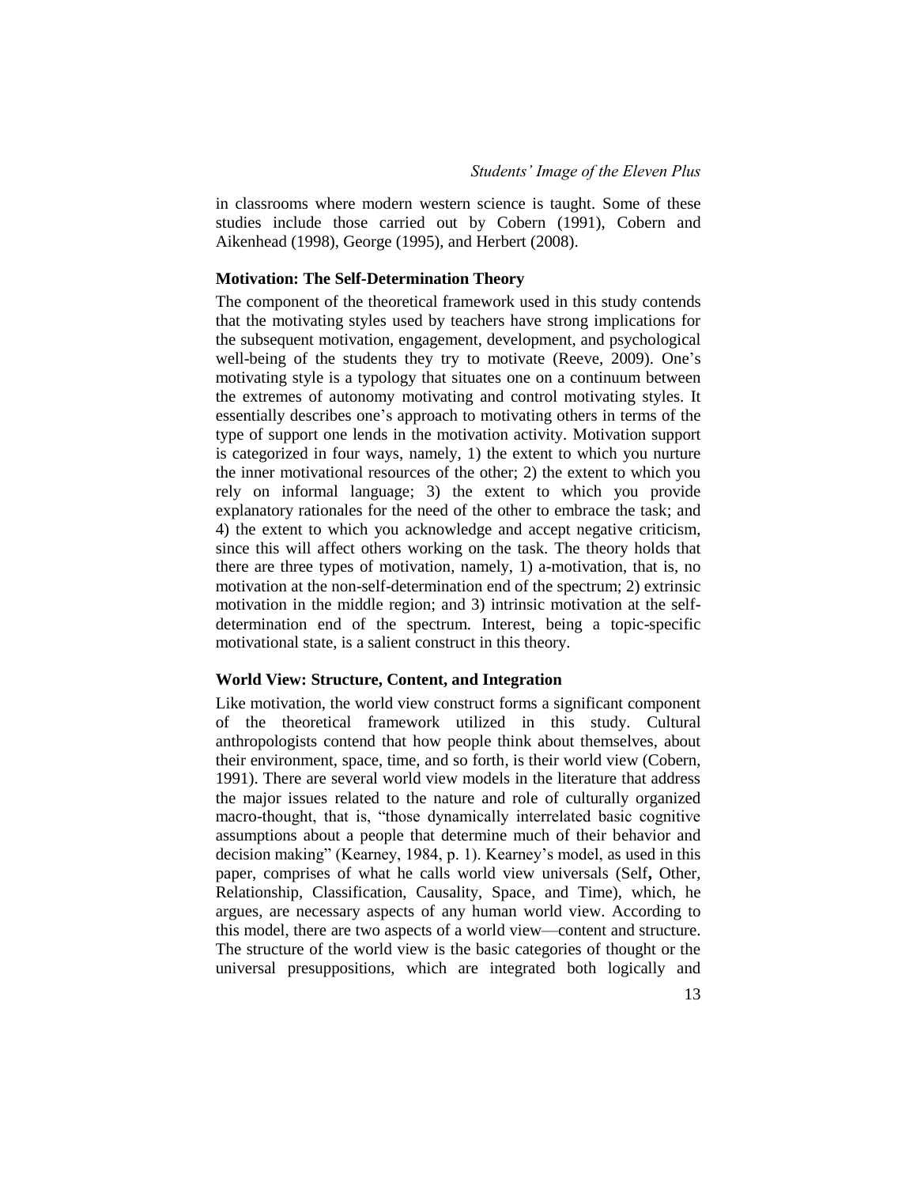in classrooms where modern western science is taught. Some of these studies include those carried out by Cobern (1991), Cobern and Aikenhead (1998), George (1995), and Herbert (2008).

### Motivation: The Self-Determination Theory

The component of the theoretical framework used in this study contends that the motivating styles used by teachers have strong implications for the subsequent motivation, engagement, development, and psychological well-being of the students they try to motivate (Reeve, 2009). One's motivating style is a typology that situates one on a continuum between the extremes of autonomy motivating and control motivating styles. It essentially describes one's approach to motivating others in terms of the type of support one lends in the motivation activity. Motivation support is categorized in four ways, namely, 1) the extent to which you nurture the inner motivational resources of the other; 2) the extent to which you rely on informal language; 3) the extent to which you provide explanatory rationales for the need of the other to embrace the task; and 4) the extent to which you acknowledge and accept negative criticism, since this will affect others working on the task. The theory holds that there are three types of motivation, namely, 1) a-motivation, that is, no motivation at the non-self-determination end of the spectrum; 2) extrinsic motivation in the middle region; and 3) intrinsic motivation at the self-determination end of the spectrum. Interest, being a topic-specific motivational state, is a salient construct in this theory.

### World View: Structure, Content, and Integration

Like motivation, the world view construct forms a significant component of the theoretical framework utilized in this study. Cultural anthropologists contend that how people think about themselves, about their environment, space, time, and so forth, is their world view (Cobern, 1991). There are several world view models in the literature that address the major issues related to the nature and role of culturally organized macro-thought, that is, "those dynamically interrelated basic cognitive assumptions about a people that determine much of their behavior and decision making" (Kearney, 1984, p. 1). Kearney's model, as used in this paper, comprises of what he calls world view universals (Self, Other, Relationship, Classification, Causality, Space, and Time), which, he argues, are necessary aspects of any human world view. According to this model, there are two aspects of a world view—content and structure. The structure of the world view is the basic categories of thought or the universal presuppositions, which are integrated both logically and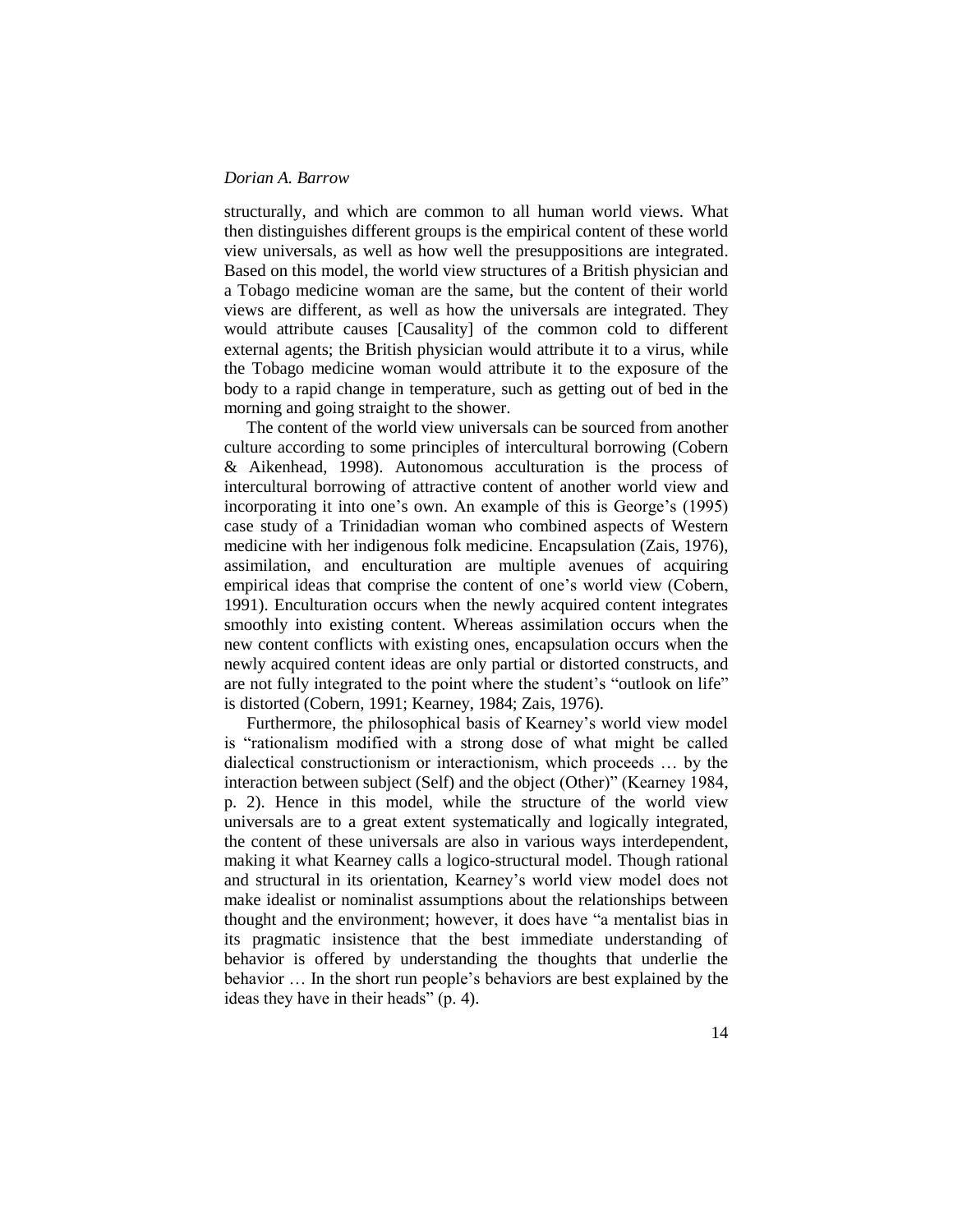structurally, and which are common to all human world views. What then distinguishes different groups is the empirical content of these world view universals, as well as how well the presuppositions are integrated. Based on this model, the world view structures of a British physician and a Tobago medicine woman are the same, but the content of their world views are different, as well as how the universals are integrated. They would attribute causes [Causality] of the common cold to different external agents; the British physician would attribute it to a virus, while the Tobago medicine woman would attribute it to the exposure of the body to a rapid change in temperature, such as getting out of bed in the morning and going straight to the shower.

The content of the world view universals can be sourced from another culture according to some principles of intercultural borrowing (Cobern & Aikenhead, 1998). Autonomous acculturation is the process of intercultural borrowing of attractive content of another world view and incorporating it into one's own. An example of this is George's (1995) case study of a Trinidadian woman who combined aspects of Western medicine with her indigenous folk medicine. Encapsulation (Zais, 1976), assimilation, and enculturation are multiple avenues of acquiring empirical ideas that comprise the content of one's world view (Cobern, 1991). Enculturation occurs when the newly acquired content integrates smoothly into existing content. Whereas assimilation occurs when the new content conflicts with existing ones, encapsulation occurs when the newly acquired content ideas are only partial or distorted constructs, and are not fully integrated to the point where the student's "outlook on life" is distorted (Cobern, 1991; Kearney, 1984; Zais, 1976).

Furthermore, the philosophical basis of Kearney's world view model is "rationalism modified with a strong dose of what might be called dialectical constructionism or interactionism, which proceeds … by the interaction between subject (Self) and the object (Other)" (Kearney 1984, p. 2). Hence in this model, while the structure of the world view universals are to a great extent systematically and logically integrated, the content of these universals are also in various ways interdependent, making it what Kearney calls a logico-structural model. Though rational and structural in its orientation, Kearney's world view model does not make idealist or nominalist assumptions about the relationships between thought and the environment; however, it does have "a mentalist bias in its pragmatic insistence that the best immediate understanding of behavior is offered by understanding the thoughts that underlie the behavior … In the short run people's behaviors are best explained by the ideas they have in their heads" (p. 4).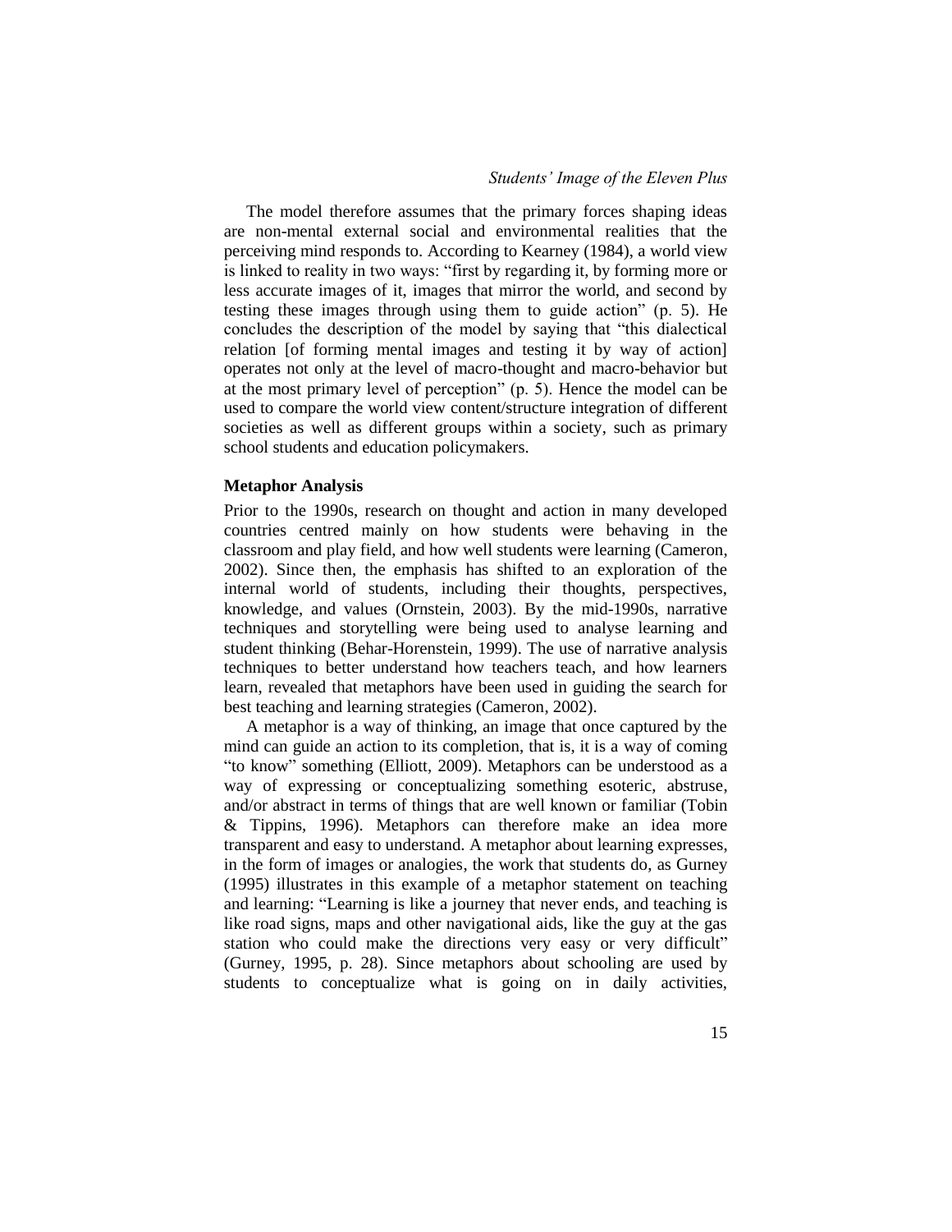The model therefore assumes that the primary forces shaping ideas are non-mental external social and environmental realities that the perceiving mind responds to. According to Kearney (1984), a world view is linked to reality in two ways: "first by regarding it, by forming more or less accurate images of it, images that mirror the world, and second by testing these images through using them to guide action" (p. 5). He concludes the description of the model by saying that "this dialectical relation [of forming mental images and testing it by way of action] operates not only at the level of macro-thought and macro-behavior but at the most primary level of perception" (p. 5). Hence the model can be used to compare the world view content/structure integration of different societies as well as different groups within a society, such as primary school students and education policymakers.

### Metaphor Analysis

Prior to the 1990s, research on thought and action in many developed countries centred mainly on how students were behaving in the classroom and play field, and how well students were learning (Cameron, 2002). Since then, the emphasis has shifted to an exploration of the internal world of students, including their thoughts, perspectives, knowledge, and values (Ornstein, 2003). By the mid-1990s, narrative techniques and storytelling were being used to analyse learning and student thinking (Behar-Horenstein, 1999). The use of narrative analysis techniques to better understand how teachers teach, and how learners learn, revealed that metaphors have been used in guiding the search for best teaching and learning strategies (Cameron, 2002).

A metaphor is a way of thinking, an image that once captured by the mind can guide an action to its completion, that is, it is a way of coming "to know" something (Elliott, 2009). Metaphors can be understood as a way of expressing or conceptualizing something esoteric, abstruse, and/or abstract in terms of things that are well known or familiar (Tobin & Tippins, 1996). Metaphors can therefore make an idea more transparent and easy to understand. A metaphor about learning expresses, in the form of images or analogies, the work that students do, as Gurney (1995) illustrates in this example of a metaphor statement on teaching and learning: "Learning is like a journey that never ends, and teaching is like road signs, maps and other navigational aids, like the guy at the gas station who could make the directions very easy or very difficult" (Gurney, 1995, p. 28). Since metaphors about schooling are used by students to conceptualize what is going on in daily activities,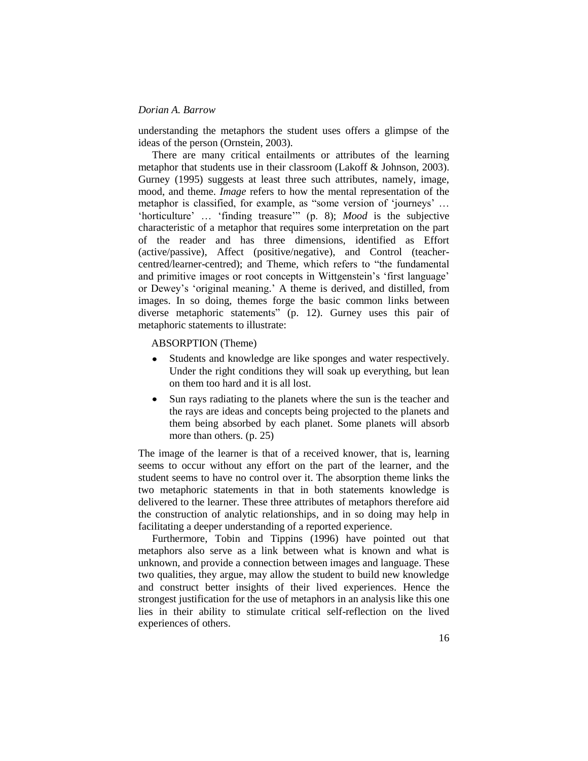understanding the metaphors the student uses offers a glimpse of the ideas of the person (Ornstein, 2003).

There are many critical entailments or attributes of the learning metaphor that students use in their classroom (Lakoff & Johnson, 2003). Gurney (1995) suggests at least three such attributes, namely, image, mood, and theme. *Image* refers to how the mental representation of the metaphor is classified, for example, as "some version of 'journeys' … 'horticulture' … 'finding treasure'" (p. 8); *Mood* is the subjective characteristic of a metaphor that requires some interpretation on the part of the reader and has three dimensions, identified as Effort (active/passive), Affect (positive/negative), and Control (teacher-centred/learner-centred); and Theme, which refers to "the fundamental and primitive images or root concepts in Wittgenstein's 'first language' or Dewey's 'original meaning.' A theme is derived, and distilled, from images. In so doing, themes forge the basic common links between diverse metaphoric statements" (p. 12). Gurney uses this pair of metaphoric statements to illustrate:

ABSORPTION (Theme)

- Students and knowledge are like sponges and water respectively. Under the right conditions they will soak up everything, but lean on them too hard and it is all lost.
- Sun rays radiating to the planets where the sun is the teacher and the rays are ideas and concepts being projected to the planets and them being absorbed by each planet. Some planets will absorb more than others. (p. 25)

The image of the learner is that of a received knower, that is, learning seems to occur without any effort on the part of the learner, and the student seems to have no control over it. The absorption theme links the two metaphoric statements in that in both statements knowledge is delivered to the learner. These three attributes of metaphors therefore aid the construction of analytic relationships, and in so doing may help in facilitating a deeper understanding of a reported experience.

Furthermore, Tobin and Tippins (1996) have pointed out that metaphors also serve as a link between what is known and what is unknown, and provide a connection between images and language. These two qualities, they argue, may allow the student to build new knowledge and construct better insights of their lived experiences. Hence the strongest justification for the use of metaphors in an analysis like this one lies in their ability to stimulate critical self-reflection on the lived experiences of others.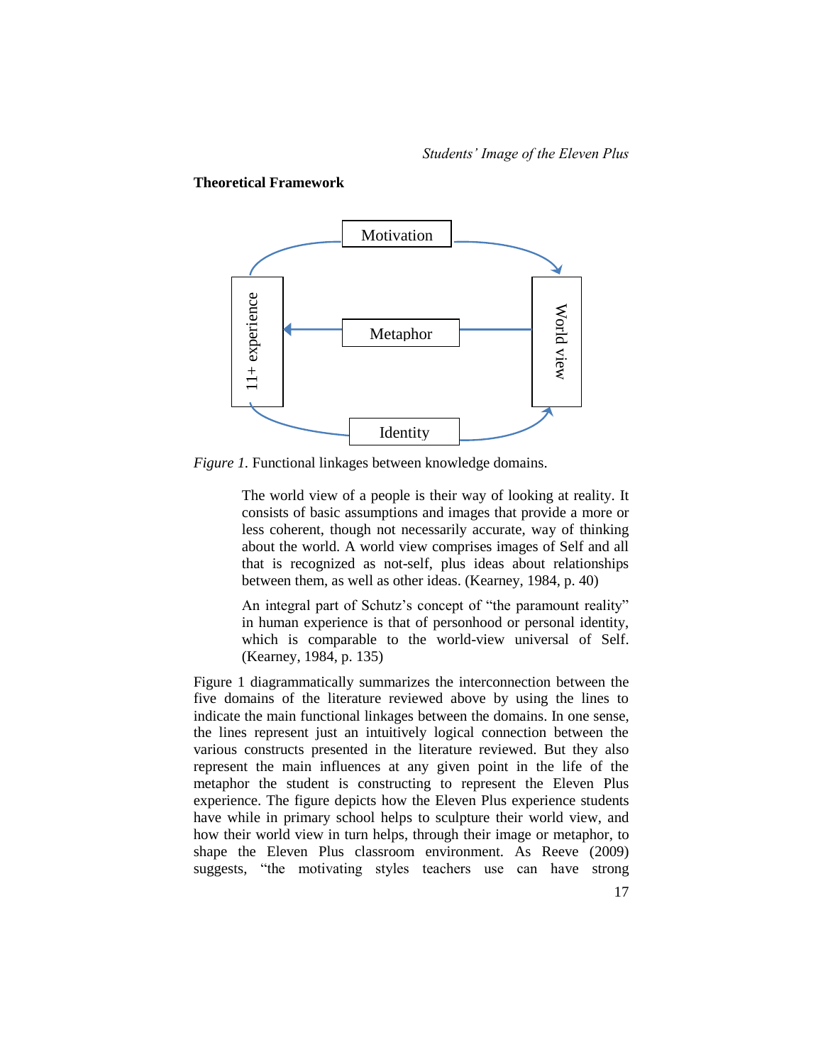### Theoretical Framework

Motivation

11+ experience

Metaphor

World view

Identity

*Figure 1.* Functional linkages between knowledge domains.

> The world view of a people is their way of looking at reality. It consists of basic assumptions and images that provide a more or less coherent, though not necessarily accurate, way of thinking about the world. A world view comprises images of Self and all that is recognized as not-self, plus ideas about relationships between them, as well as other ideas. (Kearney, 1984, p. 40)

> An integral part of Schutz's concept of "the paramount reality" in human experience is that of personhood or personal identity, which is comparable to the world-view universal of Self. (Kearney, 1984, p. 135)

Figure 1 diagrammatically summarizes the interconnection between the five domains of the literature reviewed above by using the lines to indicate the main functional linkages between the domains. In one sense, the lines represent just an intuitively logical connection between the various constructs presented in the literature reviewed. But they also represent the main influences at any given point in the life of the metaphor the student is constructing to represent the Eleven Plus experience. The figure depicts how the Eleven Plus experience students have while in primary school helps to sculpture their world view, and how their world view in turn helps, through their image or metaphor, to shape the Eleven Plus classroom environment. As Reeve (2009) suggests, "the motivating styles teachers use can have strong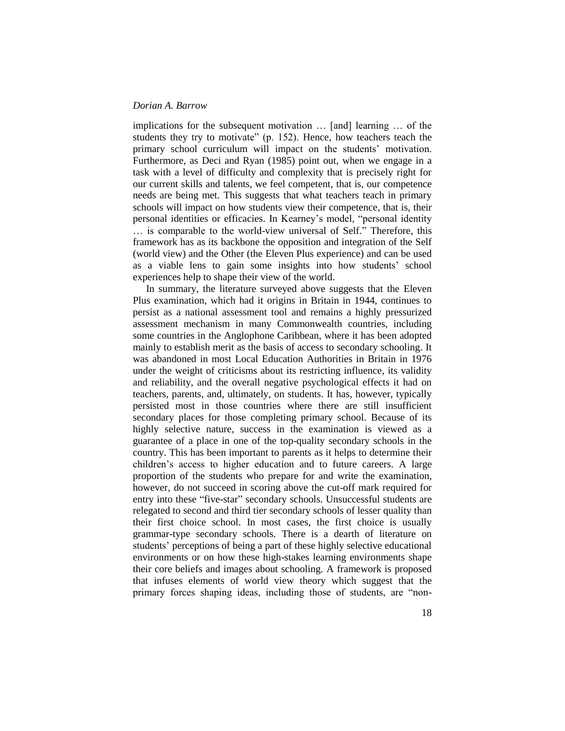implications for the subsequent motivation … [and] learning … of the students they try to motivate" (p. 152). Hence, how teachers teach the primary school curriculum will impact on the students' motivation. Furthermore, as Deci and Ryan (1985) point out, when we engage in a task with a level of difficulty and complexity that is precisely right for our current skills and talents, we feel competent, that is, our competence needs are being met. This suggests that what teachers teach in primary schools will impact on how students view their competence, that is, their personal identities or efficacies. In Kearney's model, "personal identity … is comparable to the world-view universal of Self." Therefore, this framework has as its backbone the opposition and integration of the Self (world view) and the Other (the Eleven Plus experience) and can be used as a viable lens to gain some insights into how students' school experiences help to shape their view of the world.

In summary, the literature surveyed above suggests that the Eleven Plus examination, which had it origins in Britain in 1944, continues to persist as a national assessment tool and remains a highly pressurized assessment mechanism in many Commonwealth countries, including some countries in the Anglophone Caribbean, where it has been adopted mainly to establish merit as the basis of access to secondary schooling. It was abandoned in most Local Education Authorities in Britain in 1976 under the weight of criticisms about its restricting influence, its validity and reliability, and the overall negative psychological effects it had on teachers, parents, and, ultimately, on students. It has, however, typically persisted most in those countries where there are still insufficient secondary places for those completing primary school. Because of its highly selective nature, success in the examination is viewed as a guarantee of a place in one of the top-quality secondary schools in the country. This has been important to parents as it helps to determine their children's access to higher education and to future careers. A large proportion of the students who prepare for and write the examination, however, do not succeed in scoring above the cut-off mark required for entry into these "five-star" secondary schools. Unsuccessful students are relegated to second and third tier secondary schools of lesser quality than their first choice school. In most cases, the first choice is usually grammar-type secondary schools. There is a dearth of literature on students' perceptions of being a part of these highly selective educational environments or on how these high-stakes learning environments shape their core beliefs and images about schooling. A framework is proposed that infuses elements of world view theory which suggest that the primary forces shaping ideas, including those of students, are "non-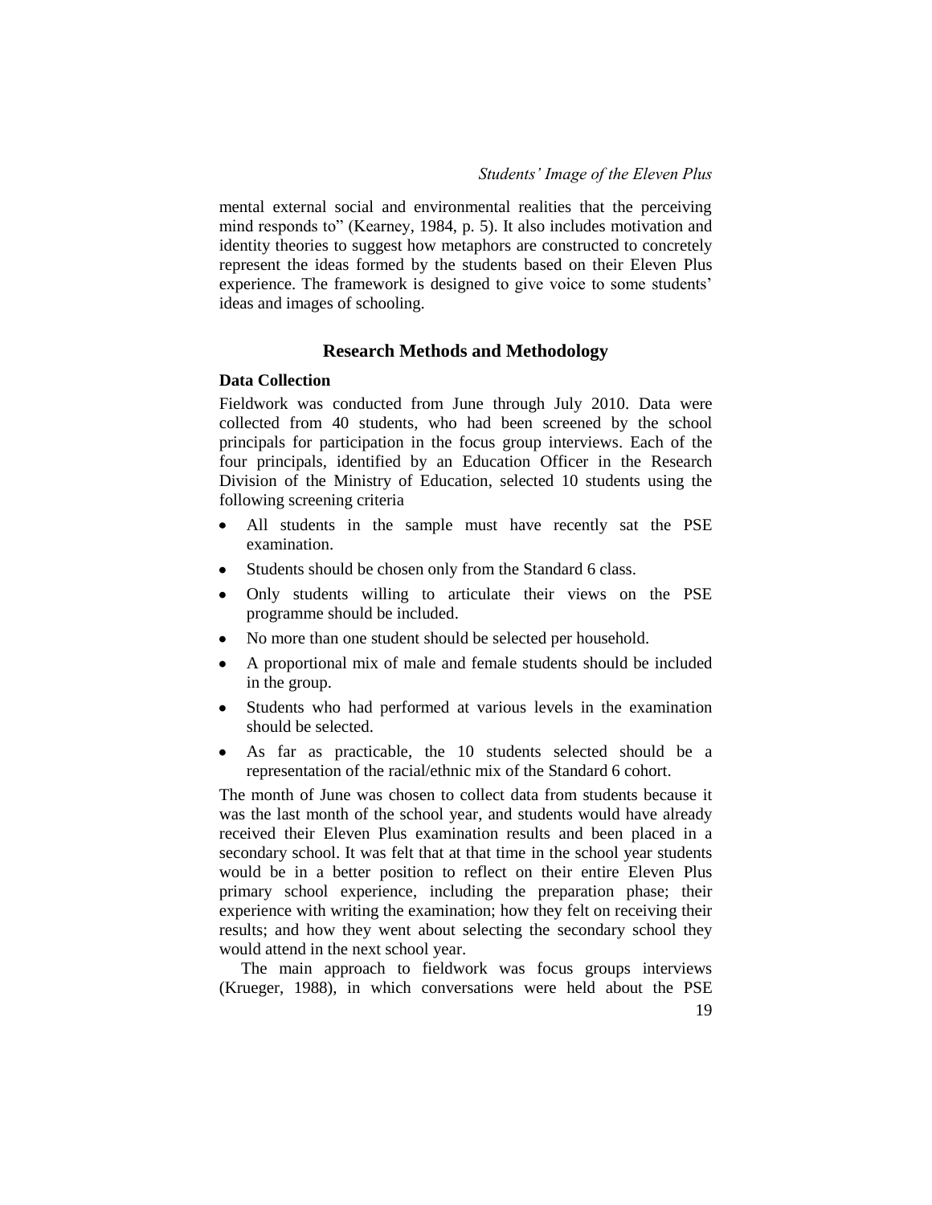mental external social and environmental realities that the perceiving mind responds to" (Kearney, 1984, p. 5). It also includes motivation and identity theories to suggest how metaphors are constructed to concretely represent the ideas formed by the students based on their Eleven Plus experience. The framework is designed to give voice to some students' ideas and images of schooling.

## Research Methods and Methodology

### Data Collection

Fieldwork was conducted from June through July 2010. Data were collected from 40 students, who had been screened by the school principals for participation in the focus group interviews. Each of the four principals, identified by an Education Officer in the Research Division of the Ministry of Education, selected 10 students using the following screening criteria

- All students in the sample must have recently sat the PSE examination.
- Students should be chosen only from the Standard 6 class.
- Only students willing to articulate their views on the PSE programme should be included.
- No more than one student should be selected per household.
- A proportional mix of male and female students should be included in the group.
- Students who had performed at various levels in the examination should be selected.
- As far as practicable, the 10 students selected should be a representation of the racial/ethnic mix of the Standard 6 cohort.

The month of June was chosen to collect data from students because it was the last month of the school year, and students would have already received their Eleven Plus examination results and been placed in a secondary school. It was felt that at that time in the school year students would be in a better position to reflect on their entire Eleven Plus primary school experience, including the preparation phase; their experience with writing the examination; how they felt on receiving their results; and how they went about selecting the secondary school they would attend in the next school year.

The main approach to fieldwork was focus groups interviews (Krueger, 1988), in which conversations were held about the PSE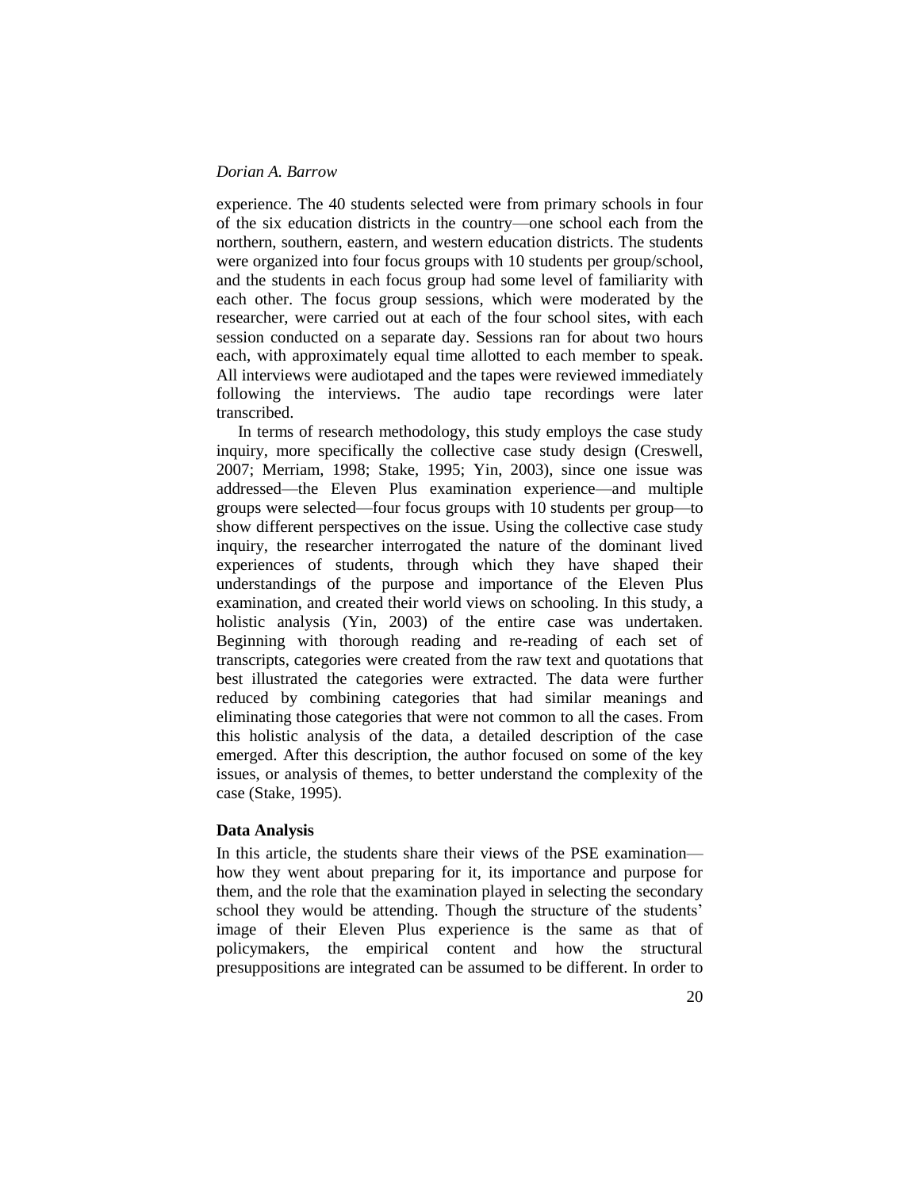experience. The 40 students selected were from primary schools in four of the six education districts in the country—one school each from the northern, southern, eastern, and western education districts. The students were organized into four focus groups with 10 students per group/school, and the students in each focus group had some level of familiarity with each other. The focus group sessions, which were moderated by the researcher, were carried out at each of the four school sites, with each session conducted on a separate day. Sessions ran for about two hours each, with approximately equal time allotted to each member to speak. All interviews were audiotaped and the tapes were reviewed immediately following the interviews. The audio tape recordings were later transcribed.

In terms of research methodology, this study employs the case study inquiry, more specifically the collective case study design (Creswell, 2007; Merriam, 1998; Stake, 1995; Yin, 2003), since one issue was addressed—the Eleven Plus examination experience—and multiple groups were selected—four focus groups with 10 students per group—to show different perspectives on the issue. Using the collective case study inquiry, the researcher interrogated the nature of the dominant lived experiences of students, through which they have shaped their understandings of the purpose and importance of the Eleven Plus examination, and created their world views on schooling. In this study, a holistic analysis (Yin, 2003) of the entire case was undertaken. Beginning with thorough reading and re-reading of each set of transcripts, categories were created from the raw text and quotations that best illustrated the categories were extracted. The data were further reduced by combining categories that had similar meanings and eliminating those categories that were not common to all the cases. From this holistic analysis of the data, a detailed description of the case emerged. After this description, the author focused on some of the key issues, or analysis of themes, to better understand the complexity of the case (Stake, 1995).

### Data Analysis

In this article, the students share their views of the PSE examination—how they went about preparing for it, its importance and purpose for them, and the role that the examination played in selecting the secondary school they would be attending. Though the structure of the students' image of their Eleven Plus experience is the same as that of policymakers, the empirical content and how the structural presuppositions are integrated can be assumed to be different. In order to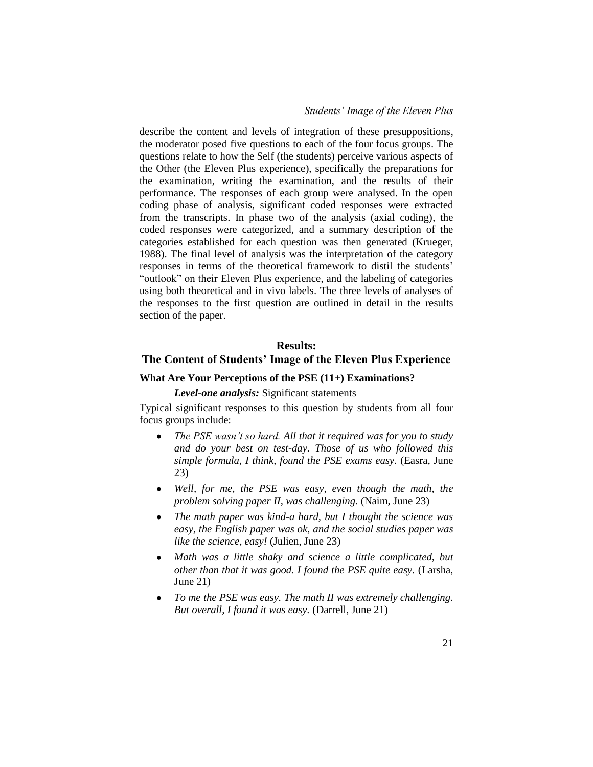describe the content and levels of integration of these presuppositions, the moderator posed five questions to each of the four focus groups. The questions relate to how the Self (the students) perceive various aspects of the Other (the Eleven Plus experience), specifically the preparations for the examination, writing the examination, and the results of their performance. The responses of each group were analysed. In the open coding phase of analysis, significant coded responses were extracted from the transcripts. In phase two of the analysis (axial coding), the coded responses were categorized, and a summary description of the categories established for each question was then generated (Krueger, 1988). The final level of analysis was the interpretation of the category responses in terms of the theoretical framework to distil the students' "outlook" on their Eleven Plus experience, and the labeling of categories using both theoretical and in vivo labels. The three levels of analyses of the responses to the first question are outlined in detail in the results section of the paper.

## Results: The Content of Students' Image of the Eleven Plus Experience

### What Are Your Perceptions of the PSE (11+) Examinations?

***Level-one analysis:*** Significant statements

Typical significant responses to this question by students from all four focus groups include:

- *The PSE wasn't so hard. All that it required was for you to study and do your best on test-day. Those of us who followed this simple formula, I think, found the PSE exams easy.* (Easra, June 23)
- *Well, for me, the PSE was easy, even though the math, the problem solving paper II, was challenging.* (Naim, June 23)
- *The math paper was kind-a hard, but I thought the science was easy, the English paper was ok, and the social studies paper was like the science, easy!* (Julien, June 23)
- *Math was a little shaky and science a little complicated, but other than that it was good. I found the PSE quite easy.* (Larsha, June 21)
- *To me the PSE was easy. The math II was extremely challenging. But overall, I found it was easy.* (Darrell, June 21)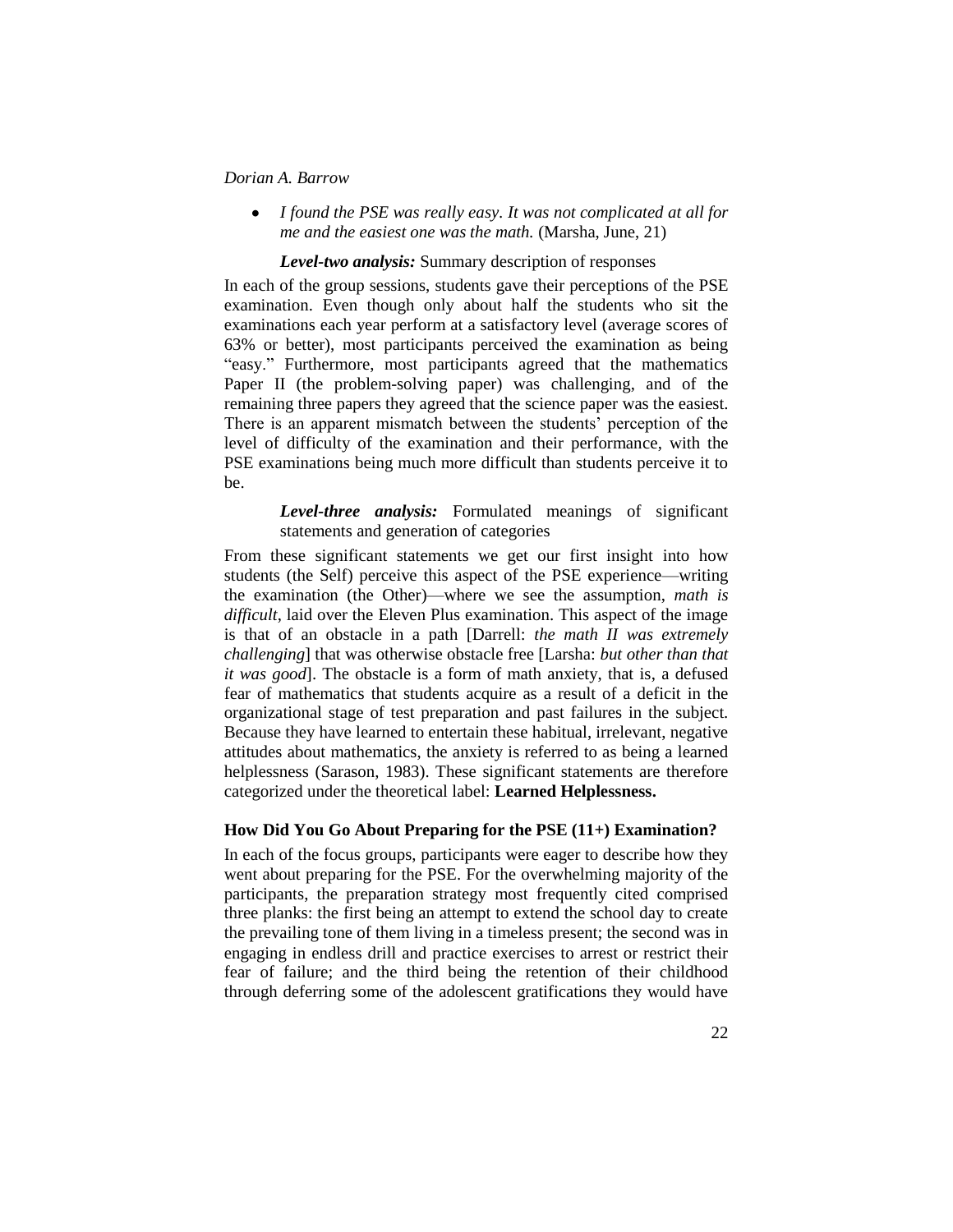- *I found the PSE was really easy. It was not complicated at all for me and the easiest one was the math.* (Marsha, June, 21)

***Level-two analysis:*** Summary description of responses

In each of the group sessions, students gave their perceptions of the PSE examination. Even though only about half the students who sit the examinations each year perform at a satisfactory level (average scores of 63% or better), most participants perceived the examination as being "easy." Furthermore, most participants agreed that the mathematics Paper II (the problem-solving paper) was challenging, and of the remaining three papers they agreed that the science paper was the easiest. There is an apparent mismatch between the students' perception of the level of difficulty of the examination and their performance, with the PSE examinations being much more difficult than students perceive it to be.

***Level-three analysis:*** Formulated meanings of significant statements and generation of categories

From these significant statements we get our first insight into how students (the Self) perceive this aspect of the PSE experience—writing the examination (the Other)—where we see the assumption, *math is difficult*, laid over the Eleven Plus examination. This aspect of the image is that of an obstacle in a path [Darrell: *the math II was extremely challenging*] that was otherwise obstacle free [Larsha: *but other than that it was good*]. The obstacle is a form of math anxiety, that is, a defused fear of mathematics that students acquire as a result of a deficit in the organizational stage of test preparation and past failures in the subject. Because they have learned to entertain these habitual, irrelevant, negative attitudes about mathematics, the anxiety is referred to as being a learned helplessness (Sarason, 1983). These significant statements are therefore categorized under the theoretical label: **Learned Helplessness.**

### How Did You Go About Preparing for the PSE (11+) Examination?

In each of the focus groups, participants were eager to describe how they went about preparing for the PSE. For the overwhelming majority of the participants, the preparation strategy most frequently cited comprised three planks: the first being an attempt to extend the school day to create the prevailing tone of them living in a timeless present; the second was in engaging in endless drill and practice exercises to arrest or restrict their fear of failure; and the third being the retention of their childhood through deferring some of the adolescent gratifications they would have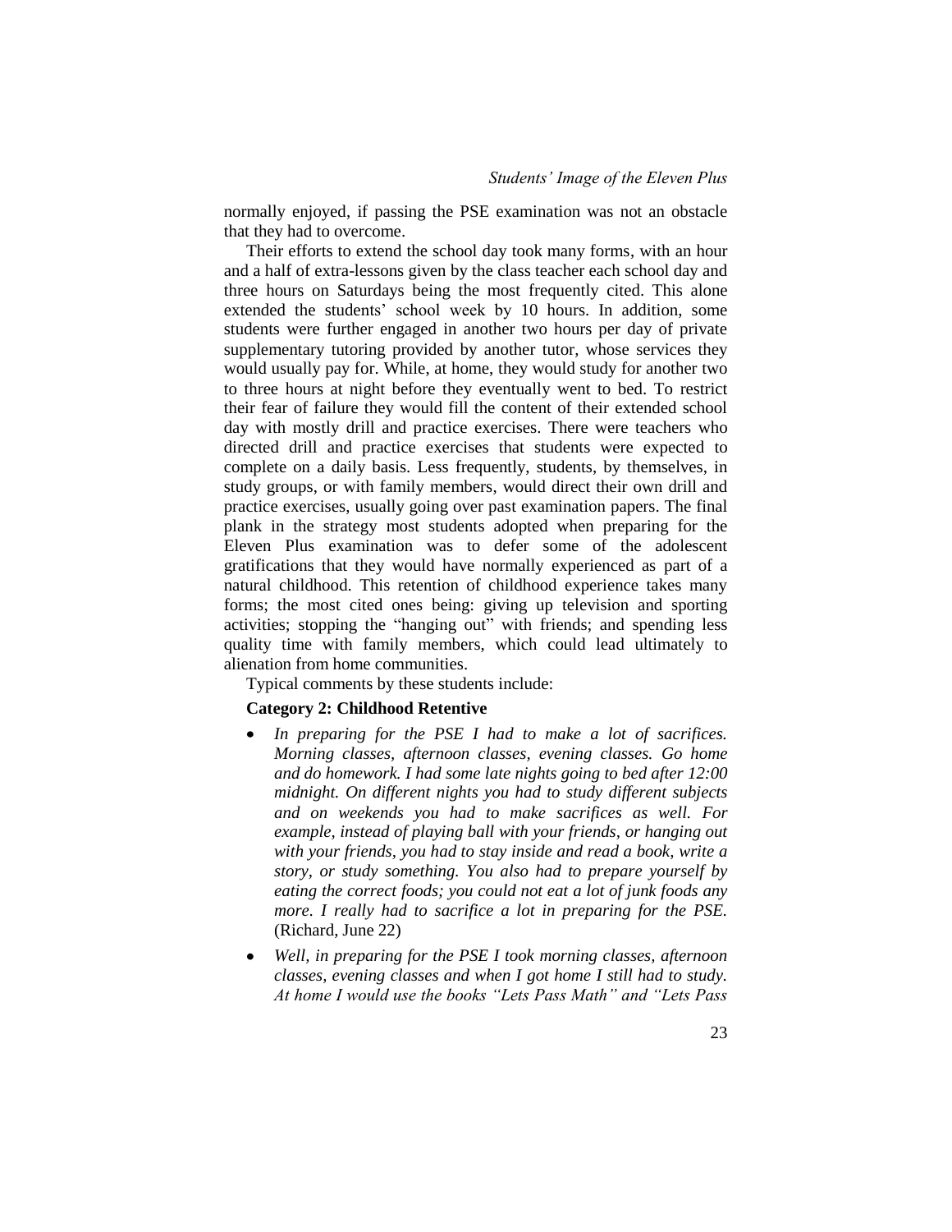normally enjoyed, if passing the PSE examination was not an obstacle that they had to overcome.

Their efforts to extend the school day took many forms, with an hour and a half of extra-lessons given by the class teacher each school day and three hours on Saturdays being the most frequently cited. This alone extended the students' school week by 10 hours. In addition, some students were further engaged in another two hours per day of private supplementary tutoring provided by another tutor, whose services they would usually pay for. While, at home, they would study for another two to three hours at night before they eventually went to bed. To restrict their fear of failure they would fill the content of their extended school day with mostly drill and practice exercises. There were teachers who directed drill and practice exercises that students were expected to complete on a daily basis. Less frequently, students, by themselves, in study groups, or with family members, would direct their own drill and practice exercises, usually going over past examination papers. The final plank in the strategy most students adopted when preparing for the Eleven Plus examination was to defer some of the adolescent gratifications that they would have normally experienced as part of a natural childhood. This retention of childhood experience takes many forms; the most cited ones being: giving up television and sporting activities; stopping the "hanging out" with friends; and spending less quality time with family members, which could lead ultimately to alienation from home communities.

Typical comments by these students include:

**Category 2: Childhood Retentive**

- *In preparing for the PSE I had to make a lot of sacrifices. Morning classes, afternoon classes, evening classes. Go home and do homework. I had some late nights going to bed after 12:00 midnight. On different nights you had to study different subjects and on weekends you had to make sacrifices as well. For example, instead of playing ball with your friends, or hanging out with your friends, you had to stay inside and read a book, write a story, or study something. You also had to prepare yourself by eating the correct foods; you could not eat a lot of junk foods any more. I really had to sacrifice a lot in preparing for the PSE.* (Richard, June 22)
- *Well, in preparing for the PSE I took morning classes, afternoon classes, evening classes and when I got home I still had to study. At home I would use the books "Lets Pass Math" and "Lets Pass*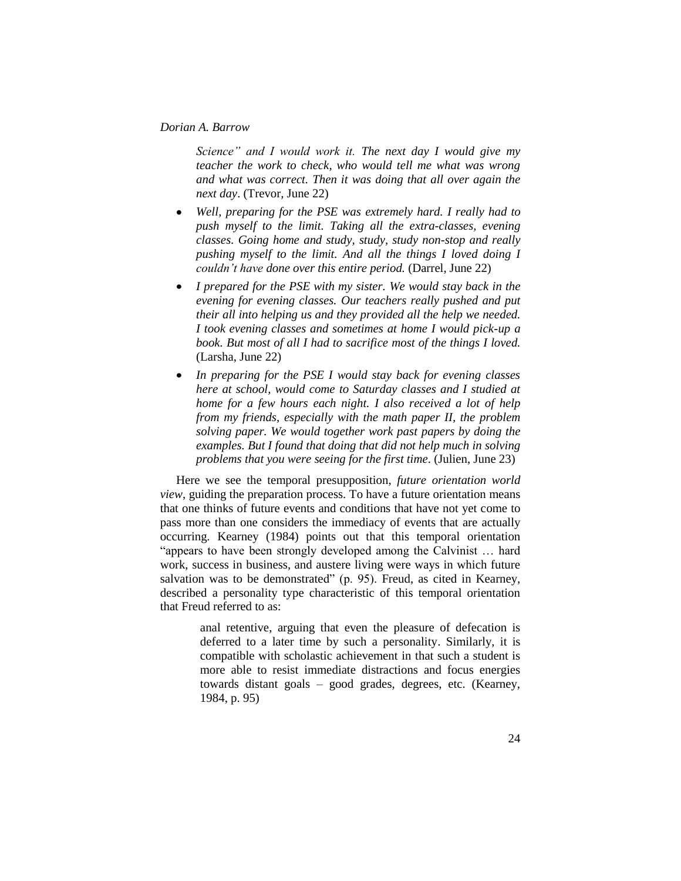> *Science" and I would work it. The next day I would give my teacher the work to check, who would tell me what was wrong and what was correct. Then it was doing that all over again the next day*. (Trevor, June 22)

- *Well, preparing for the PSE was extremely hard. I really had to push myself to the limit. Taking all the extra-classes, evening classes. Going home and study, study, study non-stop and really pushing myself to the limit. And all the things I loved doing I couldn't have done over this entire period.* (Darrel, June 22)
- *I prepared for the PSE with my sister. We would stay back in the evening for evening classes. Our teachers really pushed and put their all into helping us and they provided all the help we needed. I took evening classes and sometimes at home I would pick-up a book. But most of all I had to sacrifice most of the things I loved.* (Larsha, June 22)
- *In preparing for the PSE I would stay back for evening classes here at school, would come to Saturday classes and I studied at home for a few hours each night. I also received a lot of help from my friends, especially with the math paper II, the problem solving paper. We would together work past papers by doing the examples. But I found that doing that did not help much in solving problems that you were seeing for the first time*. (Julien, June 23)

Here we see the temporal presupposition, *future orientation world view*, guiding the preparation process. To have a future orientation means that one thinks of future events and conditions that have not yet come to pass more than one considers the immediacy of events that are actually occurring. Kearney (1984) points out that this temporal orientation "appears to have been strongly developed among the Calvinist … hard work, success in business, and austere living were ways in which future salvation was to be demonstrated" (p. 95). Freud, as cited in Kearney, described a personality type characteristic of this temporal orientation that Freud referred to as:

> anal retentive, arguing that even the pleasure of defecation is deferred to a later time by such a personality. Similarly, it is compatible with scholastic achievement in that such a student is more able to resist immediate distractions and focus energies towards distant goals – good grades, degrees, etc. (Kearney, 1984, p. 95)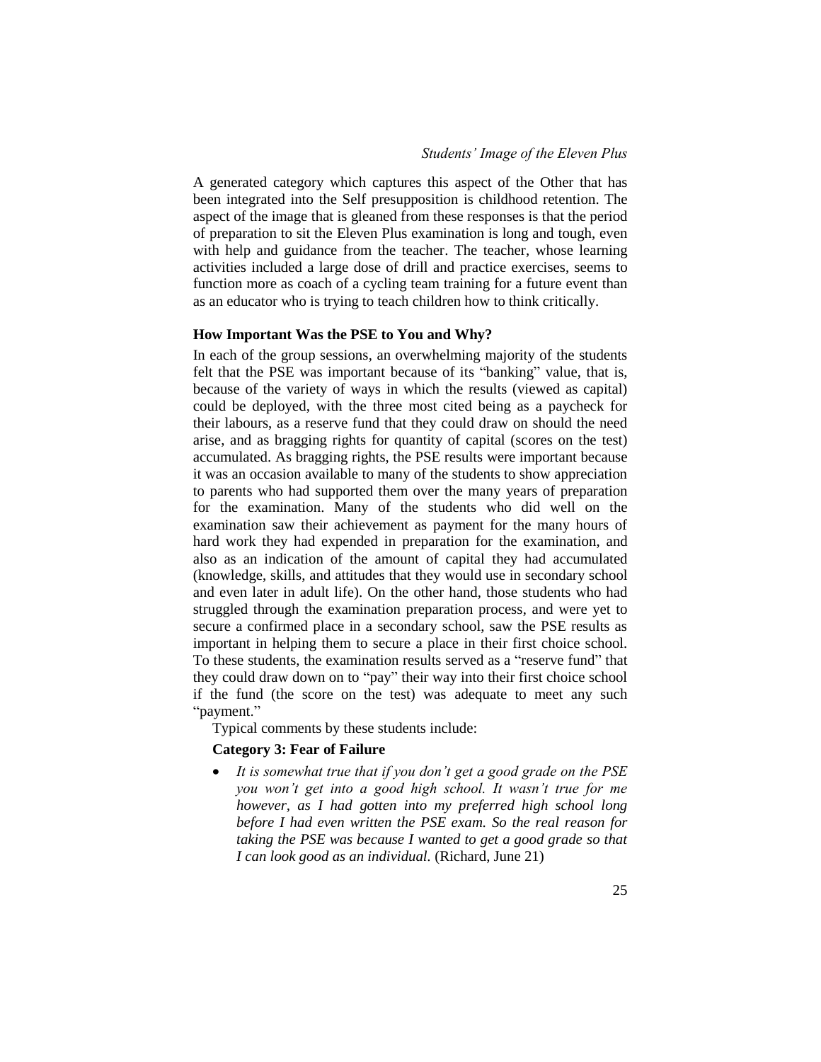A generated category which captures this aspect of the Other that has been integrated into the Self presupposition is childhood retention. The aspect of the image that is gleaned from these responses is that the period of preparation to sit the Eleven Plus examination is long and tough, even with help and guidance from the teacher. The teacher, whose learning activities included a large dose of drill and practice exercises, seems to function more as coach of a cycling team training for a future event than as an educator who is trying to teach children how to think critically.

### How Important Was the PSE to You and Why?

In each of the group sessions, an overwhelming majority of the students felt that the PSE was important because of its "banking" value, that is, because of the variety of ways in which the results (viewed as capital) could be deployed, with the three most cited being as a paycheck for their labours, as a reserve fund that they could draw on should the need arise, and as bragging rights for quantity of capital (scores on the test) accumulated. As bragging rights, the PSE results were important because it was an occasion available to many of the students to show appreciation to parents who had supported them over the many years of preparation for the examination. Many of the students who did well on the examination saw their achievement as payment for the many hours of hard work they had expended in preparation for the examination, and also as an indication of the amount of capital they had accumulated (knowledge, skills, and attitudes that they would use in secondary school and even later in adult life). On the other hand, those students who had struggled through the examination preparation process, and were yet to secure a confirmed place in a secondary school, saw the PSE results as important in helping them to secure a place in their first choice school. To these students, the examination results served as a "reserve fund" that they could draw down on to "pay" their way into their first choice school if the fund (the score on the test) was adequate to meet any such "payment."

Typical comments by these students include:

**Category 3: Fear of Failure**

- *It is somewhat true that if you don't get a good grade on the PSE you won't get into a good high school. It wasn't true for me however, as I had gotten into my preferred high school long before I had even written the PSE exam. So the real reason for taking the PSE was because I wanted to get a good grade so that I can look good as an individual.* (Richard, June 21)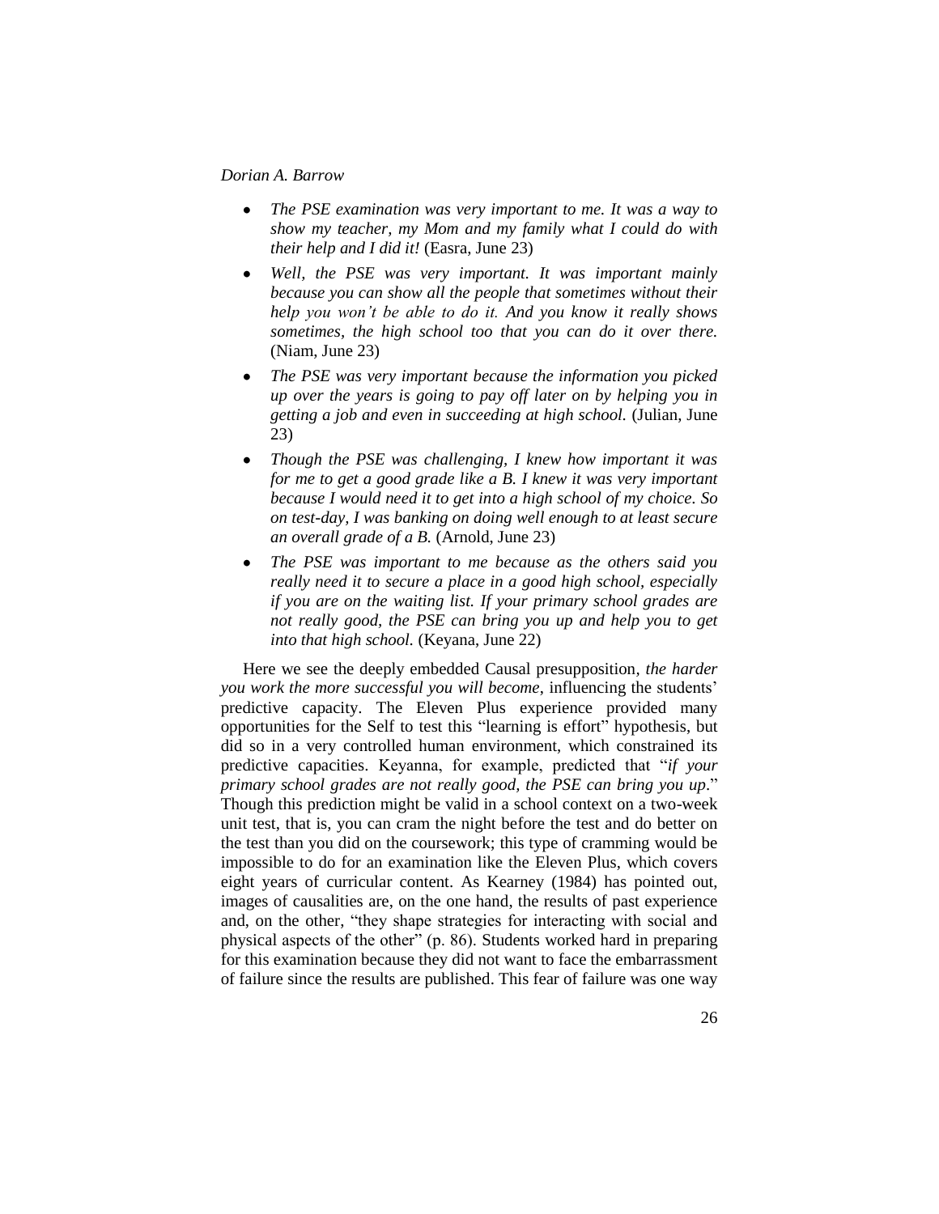- *The PSE examination was very important to me. It was a way to show my teacher, my Mom and my family what I could do with their help and I did it!* (Easra, June 23)
- *Well, the PSE was very important. It was important mainly because you can show all the people that sometimes without their help you won't be able to do it. And you know it really shows sometimes, the high school too that you can do it over there.* (Niam, June 23)
- *The PSE was very important because the information you picked up over the years is going to pay off later on by helping you in getting a job and even in succeeding at high school.* (Julian, June 23)
- *Though the PSE was challenging, I knew how important it was for me to get a good grade like a B. I knew it was very important because I would need it to get into a high school of my choice. So on test-day, I was banking on doing well enough to at least secure an overall grade of a B.* (Arnold, June 23)
- *The PSE was important to me because as the others said you really need it to secure a place in a good high school, especially if you are on the waiting list. If your primary school grades are not really good, the PSE can bring you up and help you to get into that high school.* (Keyana, June 22)

Here we see the deeply embedded Causal presupposition, *the harder you work the more successful you will become*, influencing the students' predictive capacity. The Eleven Plus experience provided many opportunities for the Self to test this "learning is effort" hypothesis, but did so in a very controlled human environment, which constrained its predictive capacities. Keyanna, for example, predicted that "*if your primary school grades are not really good, the PSE can bring you up*." Though this prediction might be valid in a school context on a two-week unit test, that is, you can cram the night before the test and do better on the test than you did on the coursework; this type of cramming would be impossible to do for an examination like the Eleven Plus, which covers eight years of curricular content. As Kearney (1984) has pointed out, images of causalities are, on the one hand, the results of past experience and, on the other, "they shape strategies for interacting with social and physical aspects of the other" (p. 86). Students worked hard in preparing for this examination because they did not want to face the embarrassment of failure since the results are published. This fear of failure was one way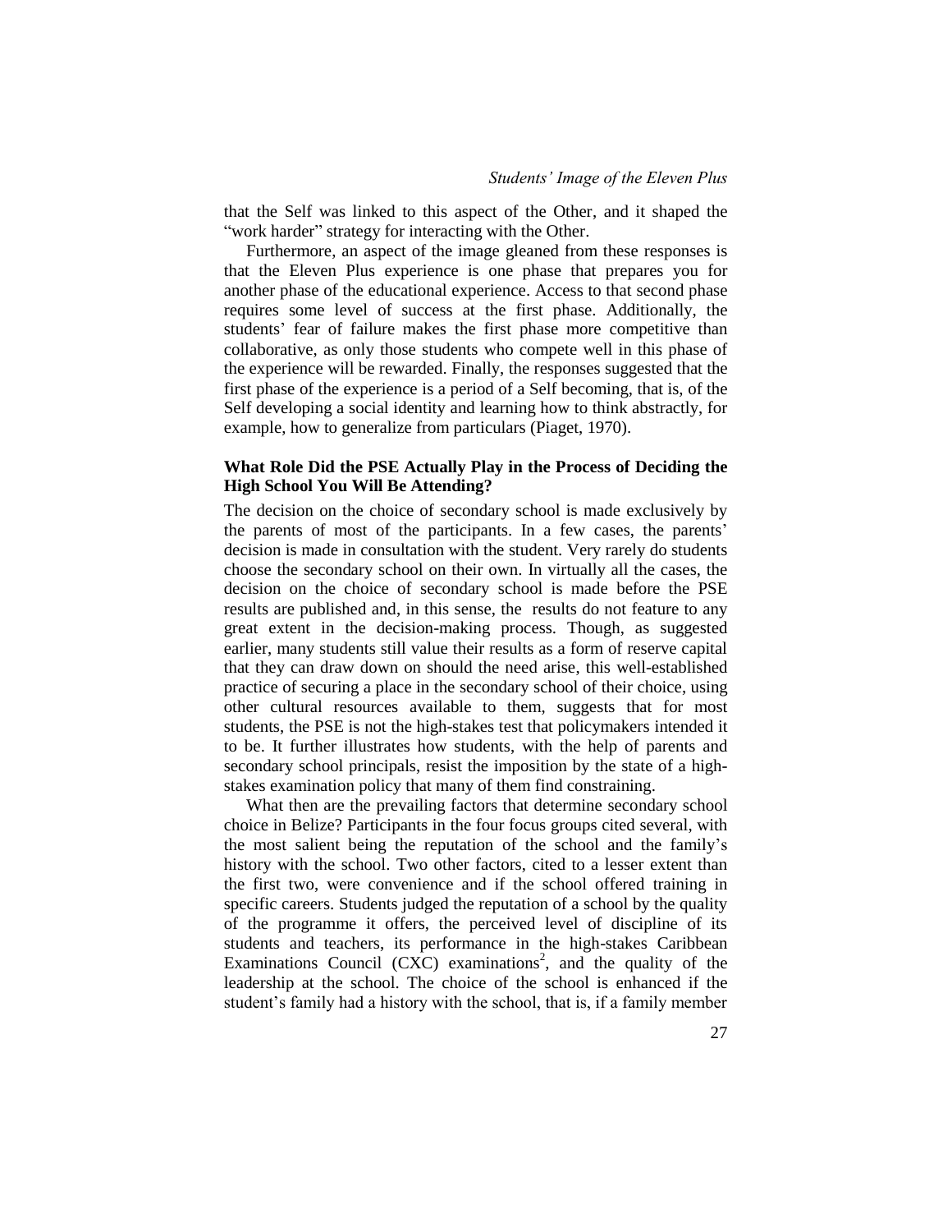that the Self was linked to this aspect of the Other, and it shaped the "work harder" strategy for interacting with the Other.

Furthermore, an aspect of the image gleaned from these responses is that the Eleven Plus experience is one phase that prepares you for another phase of the educational experience. Access to that second phase requires some level of success at the first phase. Additionally, the students' fear of failure makes the first phase more competitive than collaborative, as only those students who compete well in this phase of the experience will be rewarded. Finally, the responses suggested that the first phase of the experience is a period of a Self becoming, that is, of the Self developing a social identity and learning how to think abstractly, for example, how to generalize from particulars (Piaget, 1970).

### What Role Did the PSE Actually Play in the Process of Deciding the High School You Will Be Attending?

The decision on the choice of secondary school is made exclusively by the parents of most of the participants. In a few cases, the parents' decision is made in consultation with the student. Very rarely do students choose the secondary school on their own. In virtually all the cases, the decision on the choice of secondary school is made before the PSE results are published and, in this sense, the results do not feature to any great extent in the decision-making process. Though, as suggested earlier, many students still value their results as a form of reserve capital that they can draw down on should the need arise, this well-established practice of securing a place in the secondary school of their choice, using other cultural resources available to them, suggests that for most students, the PSE is not the high-stakes test that policymakers intended it to be. It further illustrates how students, with the help of parents and secondary school principals, resist the imposition by the state of a high-stakes examination policy that many of them find constraining.

What then are the prevailing factors that determine secondary school choice in Belize? Participants in the four focus groups cited several, with the most salient being the reputation of the school and the family's history with the school. Two other factors, cited to a lesser extent than the first two, were convenience and if the school offered training in specific careers. Students judged the reputation of a school by the quality of the programme it offers, the perceived level of discipline of its students and teachers, its performance in the high-stakes Caribbean Examinations Council (CXC) examinations[2], and the quality of the leadership at the school. The choice of the school is enhanced if the student's family had a history with the school, that is, if a family member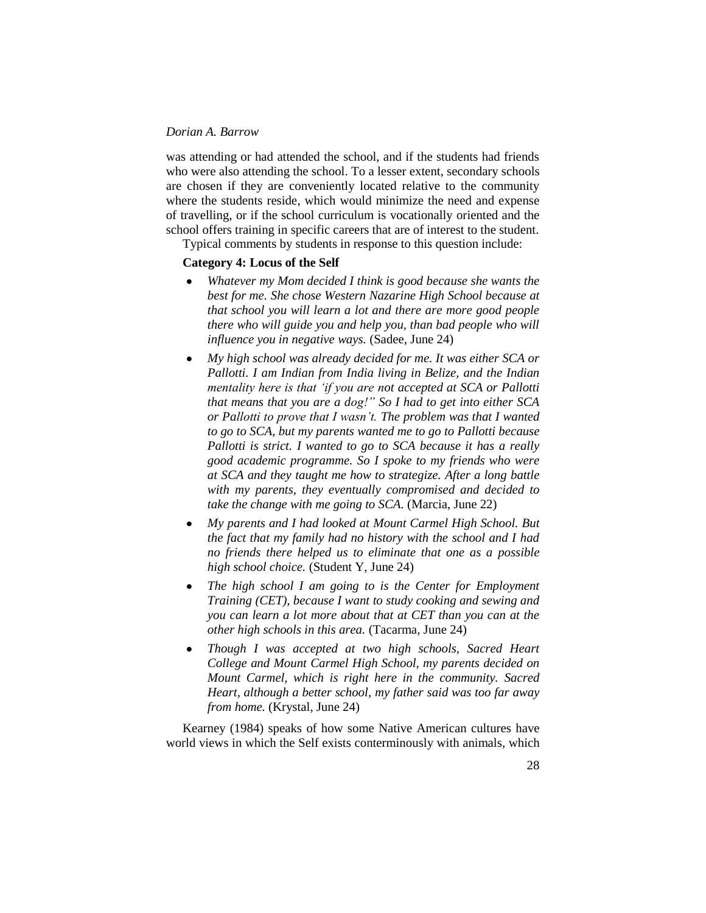was attending or had attended the school, and if the students had friends who were also attending the school. To a lesser extent, secondary schools are chosen if they are conveniently located relative to the community where the students reside, which would minimize the need and expense of travelling, or if the school curriculum is vocationally oriented and the school offers training in specific careers that are of interest to the student.

Typical comments by students in response to this question include:

**Category 4: Locus of the Self**

- *Whatever my Mom decided I think is good because she wants the best for me. She chose Western Nazarine High School because at that school you will learn a lot and there are more good people there who will guide you and help you, than bad people who will influence you in negative ways.* (Sadee, June 24)
- *My high school was already decided for me. It was either SCA or Pallotti. I am Indian from India living in Belize, and the Indian mentality here is that 'if you are not accepted at SCA or Pallotti that means that you are a dog!" So I had to get into either SCA or Pallotti to prove that I wasn't. The problem was that I wanted to go to SCA, but my parents wanted me to go to Pallotti because Pallotti is strict. I wanted to go to SCA because it has a really good academic programme. So I spoke to my friends who were at SCA and they taught me how to strategize. After a long battle with my parents, they eventually compromised and decided to take the change with me going to SCA.* (Marcia, June 22)
- *My parents and I had looked at Mount Carmel High School. But the fact that my family had no history with the school and I had no friends there helped us to eliminate that one as a possible high school choice.* (Student Y, June 24)
- *The high school I am going to is the Center for Employment Training (CET), because I want to study cooking and sewing and you can learn a lot more about that at CET than you can at the other high schools in this area.* (Tacarma, June 24)
- *Though I was accepted at two high schools, Sacred Heart College and Mount Carmel High School, my parents decided on Mount Carmel, which is right here in the community. Sacred Heart, although a better school, my father said was too far away from home.* (Krystal, June 24)

Kearney (1984) speaks of how some Native American cultures have world views in which the Self exists conterminously with animals, which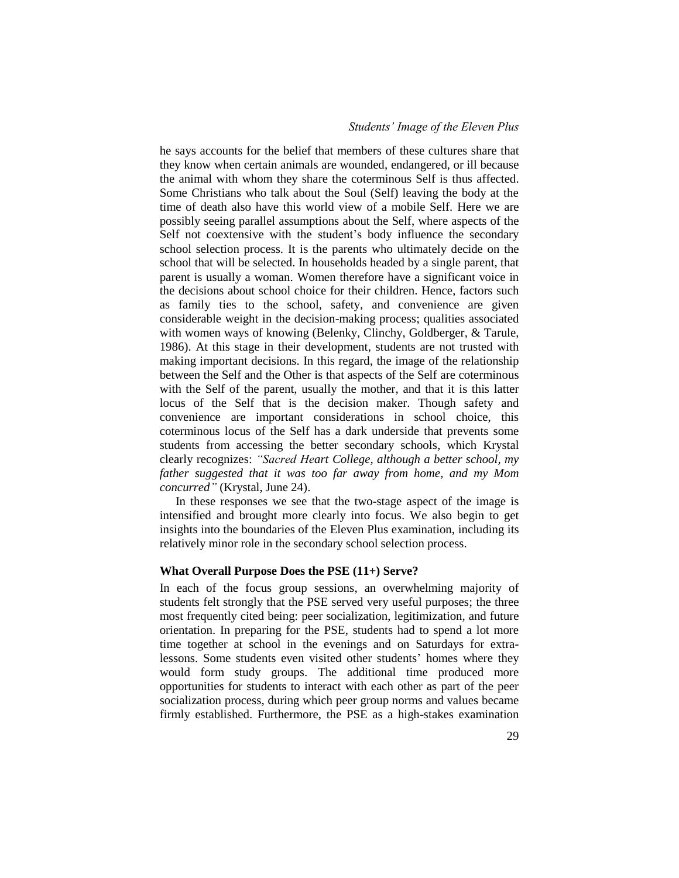he says accounts for the belief that members of these cultures share that they know when certain animals are wounded, endangered, or ill because the animal with whom they share the coterminous Self is thus affected. Some Christians who talk about the Soul (Self) leaving the body at the time of death also have this world view of a mobile Self. Here we are possibly seeing parallel assumptions about the Self, where aspects of the Self not coextensive with the student's body influence the secondary school selection process. It is the parents who ultimately decide on the school that will be selected. In households headed by a single parent, that parent is usually a woman. Women therefore have a significant voice in the decisions about school choice for their children. Hence, factors such as family ties to the school, safety, and convenience are given considerable weight in the decision-making process; qualities associated with women ways of knowing (Belenky, Clinchy, Goldberger, & Tarule, 1986). At this stage in their development, students are not trusted with making important decisions. In this regard, the image of the relationship between the Self and the Other is that aspects of the Self are coterminous with the Self of the parent, usually the mother, and that it is this latter locus of the Self that is the decision maker. Though safety and convenience are important considerations in school choice, this coterminous locus of the Self has a dark underside that prevents some students from accessing the better secondary schools, which Krystal clearly recognizes: *"Sacred Heart College, although a better school, my father suggested that it was too far away from home, and my Mom concurred"* (Krystal, June 24).

In these responses we see that the two-stage aspect of the image is intensified and brought more clearly into focus. We also begin to get insights into the boundaries of the Eleven Plus examination, including its relatively minor role in the secondary school selection process.

### What Overall Purpose Does the PSE (11+) Serve?

In each of the focus group sessions, an overwhelming majority of students felt strongly that the PSE served very useful purposes; the three most frequently cited being: peer socialization, legitimization, and future orientation. In preparing for the PSE, students had to spend a lot more time together at school in the evenings and on Saturdays for extra-lessons. Some students even visited other students' homes where they would form study groups. The additional time produced more opportunities for students to interact with each other as part of the peer socialization process, during which peer group norms and values became firmly established. Furthermore, the PSE as a high-stakes examination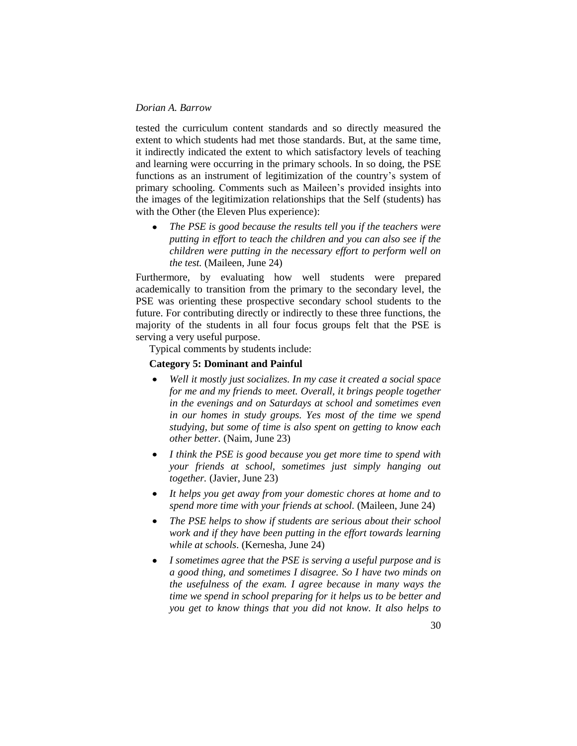tested the curriculum content standards and so directly measured the extent to which students had met those standards. But, at the same time, it indirectly indicated the extent to which satisfactory levels of teaching and learning were occurring in the primary schools. In so doing, the PSE functions as an instrument of legitimization of the country's system of primary schooling. Comments such as Maileen's provided insights into the images of the legitimization relationships that the Self (students) has with the Other (the Eleven Plus experience):

- *The PSE is good because the results tell you if the teachers were putting in effort to teach the children and you can also see if the children were putting in the necessary effort to perform well on the test.* (Maileen, June 24)

Furthermore, by evaluating how well students were prepared academically to transition from the primary to the secondary level, the PSE was orienting these prospective secondary school students to the future. For contributing directly or indirectly to these three functions, the majority of the students in all four focus groups felt that the PSE is serving a very useful purpose.

Typical comments by students include:

**Category 5: Dominant and Painful**

- *Well it mostly just socializes. In my case it created a social space for me and my friends to meet. Overall, it brings people together in the evenings and on Saturdays at school and sometimes even in our homes in study groups. Yes most of the time we spend studying, but some of time is also spent on getting to know each other better.* (Naim, June 23)
- *I think the PSE is good because you get more time to spend with your friends at school, sometimes just simply hanging out together.* (Javier, June 23)
- *It helps you get away from your domestic chores at home and to spend more time with your friends at school.* (Maileen, June 24)
- *The PSE helps to show if students are serious about their school work and if they have been putting in the effort towards learning while at schools.* (Kernesha, June 24)
- *I sometimes agree that the PSE is serving a useful purpose and is a good thing, and sometimes I disagree. So I have two minds on the usefulness of the exam. I agree because in many ways the time we spend in school preparing for it helps us to be better and you get to know things that you did not know. It also helps to*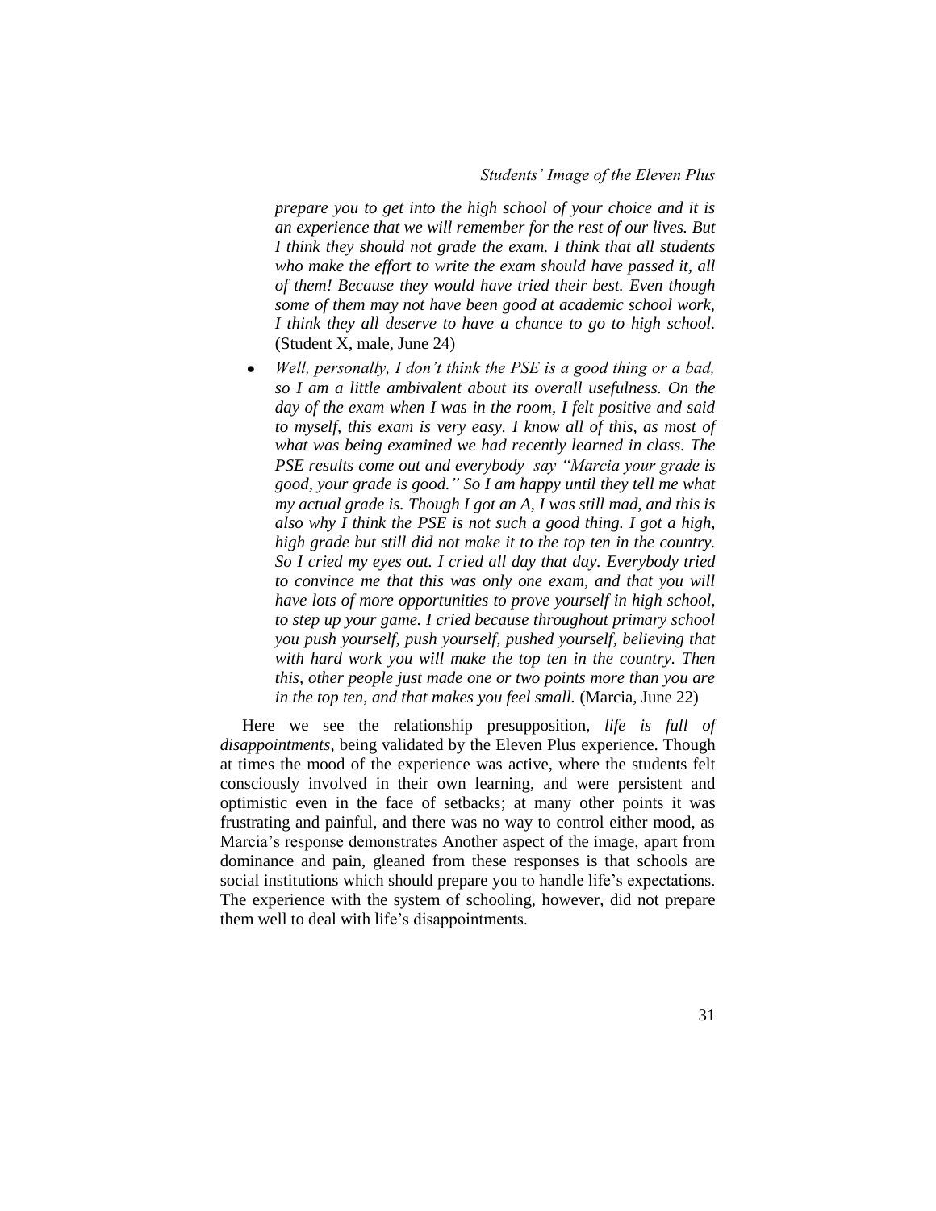*prepare you to get into the high school of your choice and it is an experience that we will remember for the rest of our lives. But I think they should not grade the exam. I think that all students who make the effort to write the exam should have passed it, all of them! Because they would have tried their best. Even though some of them may not have been good at academic school work, I think they all deserve to have a chance to go to high school.* (Student X, male, June 24)

- *Well, personally, I don't think the PSE is a good thing or a bad, so I am a little ambivalent about its overall usefulness. On the day of the exam when I was in the room, I felt positive and said to myself, this exam is very easy. I know all of this, as most of what was being examined we had recently learned in class. The PSE results come out and everybody say "Marcia your grade is good, your grade is good." So I am happy until they tell me what my actual grade is. Though I got an A, I was still mad, and this is also why I think the PSE is not such a good thing. I got a high, high grade but still did not make it to the top ten in the country. So I cried my eyes out. I cried all day that day. Everybody tried to convince me that this was only one exam, and that you will have lots of more opportunities to prove yourself in high school, to step up your game. I cried because throughout primary school you push yourself, push yourself, pushed yourself, believing that with hard work you will make the top ten in the country. Then this, other people just made one or two points more than you are in the top ten, and that makes you feel small.* (Marcia, June 22)

Here we see the relationship presupposition, *life is full of disappointments*, being validated by the Eleven Plus experience. Though at times the mood of the experience was active, where the students felt consciously involved in their own learning, and were persistent and optimistic even in the face of setbacks; at many other points it was frustrating and painful, and there was no way to control either mood, as Marcia's response demonstrates Another aspect of the image, apart from dominance and pain, gleaned from these responses is that schools are social institutions which should prepare you to handle life's expectations. The experience with the system of schooling, however, did not prepare them well to deal with life's disappointments.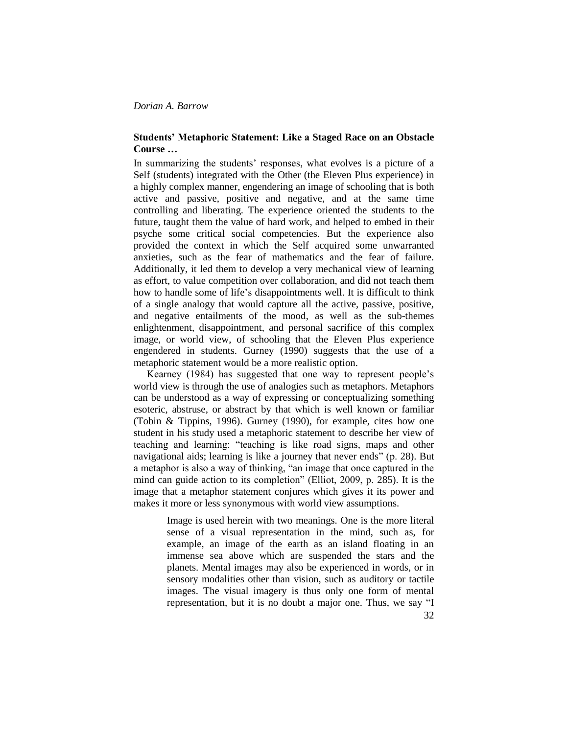### Students' Metaphoric Statement: Like a Staged Race on an Obstacle Course …

In summarizing the students' responses, what evolves is a picture of a Self (students) integrated with the Other (the Eleven Plus experience) in a highly complex manner, engendering an image of schooling that is both active and passive, positive and negative, and at the same time controlling and liberating. The experience oriented the students to the future, taught them the value of hard work, and helped to embed in their psyche some critical social competencies. But the experience also provided the context in which the Self acquired some unwarranted anxieties, such as the fear of mathematics and the fear of failure. Additionally, it led them to develop a very mechanical view of learning as effort, to value competition over collaboration, and did not teach them how to handle some of life's disappointments well. It is difficult to think of a single analogy that would capture all the active, passive, positive, and negative entailments of the mood, as well as the sub-themes enlightenment, disappointment, and personal sacrifice of this complex image, or world view, of schooling that the Eleven Plus experience engendered in students. Gurney (1990) suggests that the use of a metaphoric statement would be a more realistic option.

Kearney (1984) has suggested that one way to represent people's world view is through the use of analogies such as metaphors. Metaphors can be understood as a way of expressing or conceptualizing something esoteric, abstruse, or abstract by that which is well known or familiar (Tobin & Tippins, 1996). Gurney (1990), for example, cites how one student in his study used a metaphoric statement to describe her view of teaching and learning: "teaching is like road signs, maps and other navigational aids; learning is like a journey that never ends" (p. 28). But a metaphor is also a way of thinking, "an image that once captured in the mind can guide action to its completion" (Elliot, 2009, p. 285). It is the image that a metaphor statement conjures which gives it its power and makes it more or less synonymous with world view assumptions.

> Image is used herein with two meanings. One is the more literal sense of a visual representation in the mind, such as, for example, an image of the earth as an island floating in an immense sea above which are suspended the stars and the planets. Mental images may also be experienced in words, or in sensory modalities other than vision, such as auditory or tactile images. The visual imagery is thus only one form of mental representation, but it is no doubt a major one. Thus, we say "I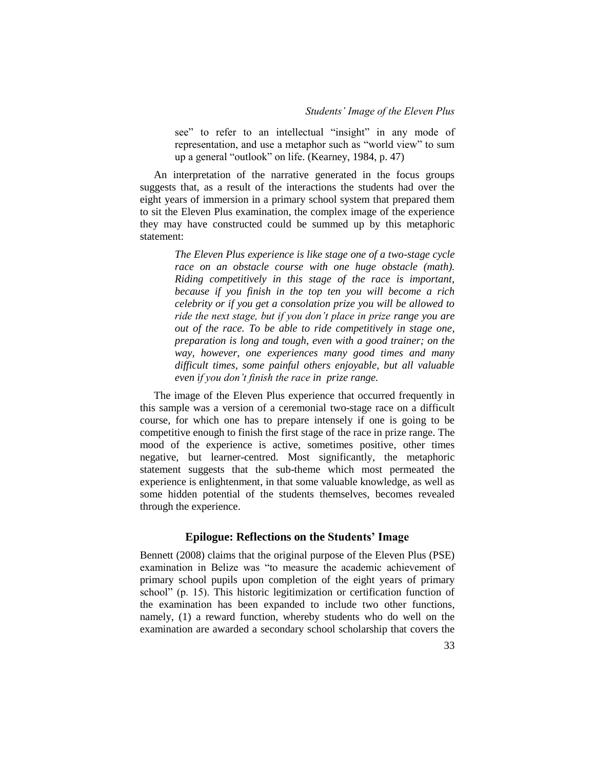> see" to refer to an intellectual "insight" in any mode of representation, and use a metaphor such as "world view" to sum up a general "outlook" on life. (Kearney, 1984, p. 47)

An interpretation of the narrative generated in the focus groups suggests that, as a result of the interactions the students had over the eight years of immersion in a primary school system that prepared them to sit the Eleven Plus examination, the complex image of the experience they may have constructed could be summed up by this metaphoric statement:

> *The Eleven Plus experience is like stage one of a two-stage cycle race on an obstacle course with one huge obstacle (math). Riding competitively in this stage of the race is important, because if you finish in the top ten you will become a rich celebrity or if you get a consolation prize you will be allowed to ride the next stage, but if you don't place in prize range you are out of the race. To be able to ride competitively in stage one, preparation is long and tough, even with a good trainer; on the way, however, one experiences many good times and many difficult times, some painful others enjoyable, but all valuable even if you don't finish the race in prize range.*

The image of the Eleven Plus experience that occurred frequently in this sample was a version of a ceremonial two-stage race on a difficult course, for which one has to prepare intensely if one is going to be competitive enough to finish the first stage of the race in prize range. The mood of the experience is active, sometimes positive, other times negative, but learner-centred. Most significantly, the metaphoric statement suggests that the sub-theme which most permeated the experience is enlightenment, in that some valuable knowledge, as well as some hidden potential of the students themselves, becomes revealed through the experience.

## Epilogue: Reflections on the Students' Image

Bennett (2008) claims that the original purpose of the Eleven Plus (PSE) examination in Belize was "to measure the academic achievement of primary school pupils upon completion of the eight years of primary school" (p. 15). This historic legitimization or certification function of the examination has been expanded to include two other functions, namely, (1) a reward function, whereby students who do well on the examination are awarded a secondary school scholarship that covers the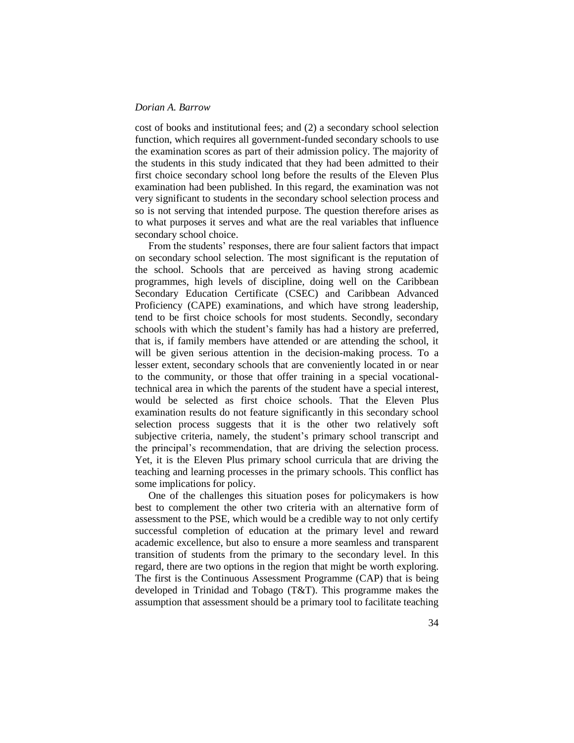cost of books and institutional fees; and (2) a secondary school selection function, which requires all government-funded secondary schools to use the examination scores as part of their admission policy. The majority of the students in this study indicated that they had been admitted to their first choice secondary school long before the results of the Eleven Plus examination had been published. In this regard, the examination was not very significant to students in the secondary school selection process and so is not serving that intended purpose. The question therefore arises as to what purposes it serves and what are the real variables that influence secondary school choice.

From the students' responses, there are four salient factors that impact on secondary school selection. The most significant is the reputation of the school. Schools that are perceived as having strong academic programmes, high levels of discipline, doing well on the Caribbean Secondary Education Certificate (CSEC) and Caribbean Advanced Proficiency (CAPE) examinations, and which have strong leadership, tend to be first choice schools for most students. Secondly, secondary schools with which the student's family has had a history are preferred, that is, if family members have attended or are attending the school, it will be given serious attention in the decision-making process. To a lesser extent, secondary schools that are conveniently located in or near to the community, or those that offer training in a special vocational-technical area in which the parents of the student have a special interest, would be selected as first choice schools. That the Eleven Plus examination results do not feature significantly in this secondary school selection process suggests that it is the other two relatively soft subjective criteria, namely, the student's primary school transcript and the principal's recommendation, that are driving the selection process. Yet, it is the Eleven Plus primary school curricula that are driving the teaching and learning processes in the primary schools. This conflict has some implications for policy.

One of the challenges this situation poses for policymakers is how best to complement the other two criteria with an alternative form of assessment to the PSE, which would be a credible way to not only certify successful completion of education at the primary level and reward academic excellence, but also to ensure a more seamless and transparent transition of students from the primary to the secondary level. In this regard, there are two options in the region that might be worth exploring. The first is the Continuous Assessment Programme (CAP) that is being developed in Trinidad and Tobago (T&T). This programme makes the assumption that assessment should be a primary tool to facilitate teaching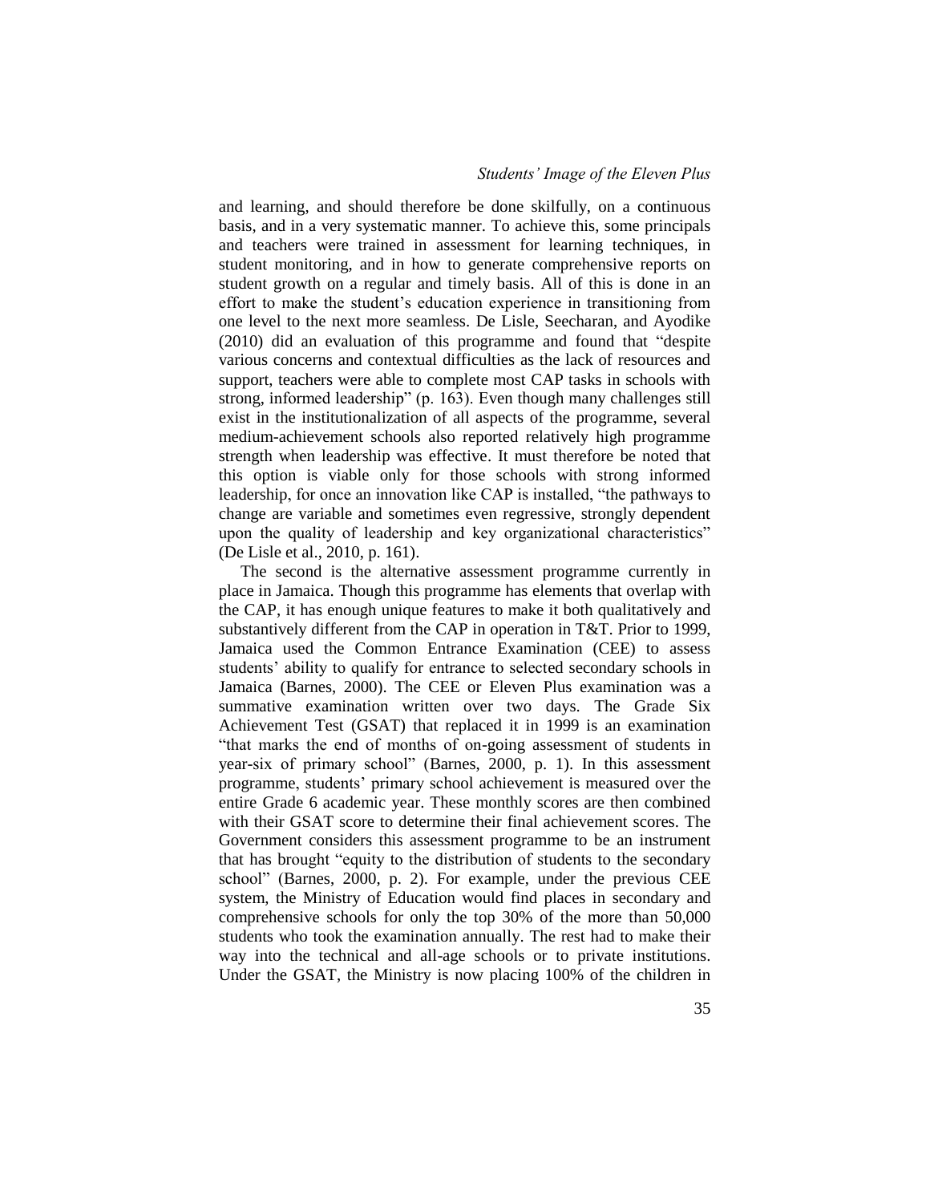and learning, and should therefore be done skilfully, on a continuous basis, and in a very systematic manner. To achieve this, some principals and teachers were trained in assessment for learning techniques, in student monitoring, and in how to generate comprehensive reports on student growth on a regular and timely basis. All of this is done in an effort to make the student's education experience in transitioning from one level to the next more seamless. De Lisle, Seecharan, and Ayodike (2010) did an evaluation of this programme and found that "despite various concerns and contextual difficulties as the lack of resources and support, teachers were able to complete most CAP tasks in schools with strong, informed leadership" (p. 163). Even though many challenges still exist in the institutionalization of all aspects of the programme, several medium-achievement schools also reported relatively high programme strength when leadership was effective. It must therefore be noted that this option is viable only for those schools with strong informed leadership, for once an innovation like CAP is installed, "the pathways to change are variable and sometimes even regressive, strongly dependent upon the quality of leadership and key organizational characteristics" (De Lisle et al., 2010, p. 161).

The second is the alternative assessment programme currently in place in Jamaica. Though this programme has elements that overlap with the CAP, it has enough unique features to make it both qualitatively and substantively different from the CAP in operation in T&T. Prior to 1999, Jamaica used the Common Entrance Examination (CEE) to assess students' ability to qualify for entrance to selected secondary schools in Jamaica (Barnes, 2000). The CEE or Eleven Plus examination was a summative examination written over two days. The Grade Six Achievement Test (GSAT) that replaced it in 1999 is an examination "that marks the end of months of on-going assessment of students in year-six of primary school" (Barnes, 2000, p. 1). In this assessment programme, students' primary school achievement is measured over the entire Grade 6 academic year. These monthly scores are then combined with their GSAT score to determine their final achievement scores. The Government considers this assessment programme to be an instrument that has brought "equity to the distribution of students to the secondary school" (Barnes, 2000, p. 2). For example, under the previous CEE system, the Ministry of Education would find places in secondary and comprehensive schools for only the top 30% of the more than 50,000 students who took the examination annually. The rest had to make their way into the technical and all-age schools or to private institutions. Under the GSAT, the Ministry is now placing 100% of the children in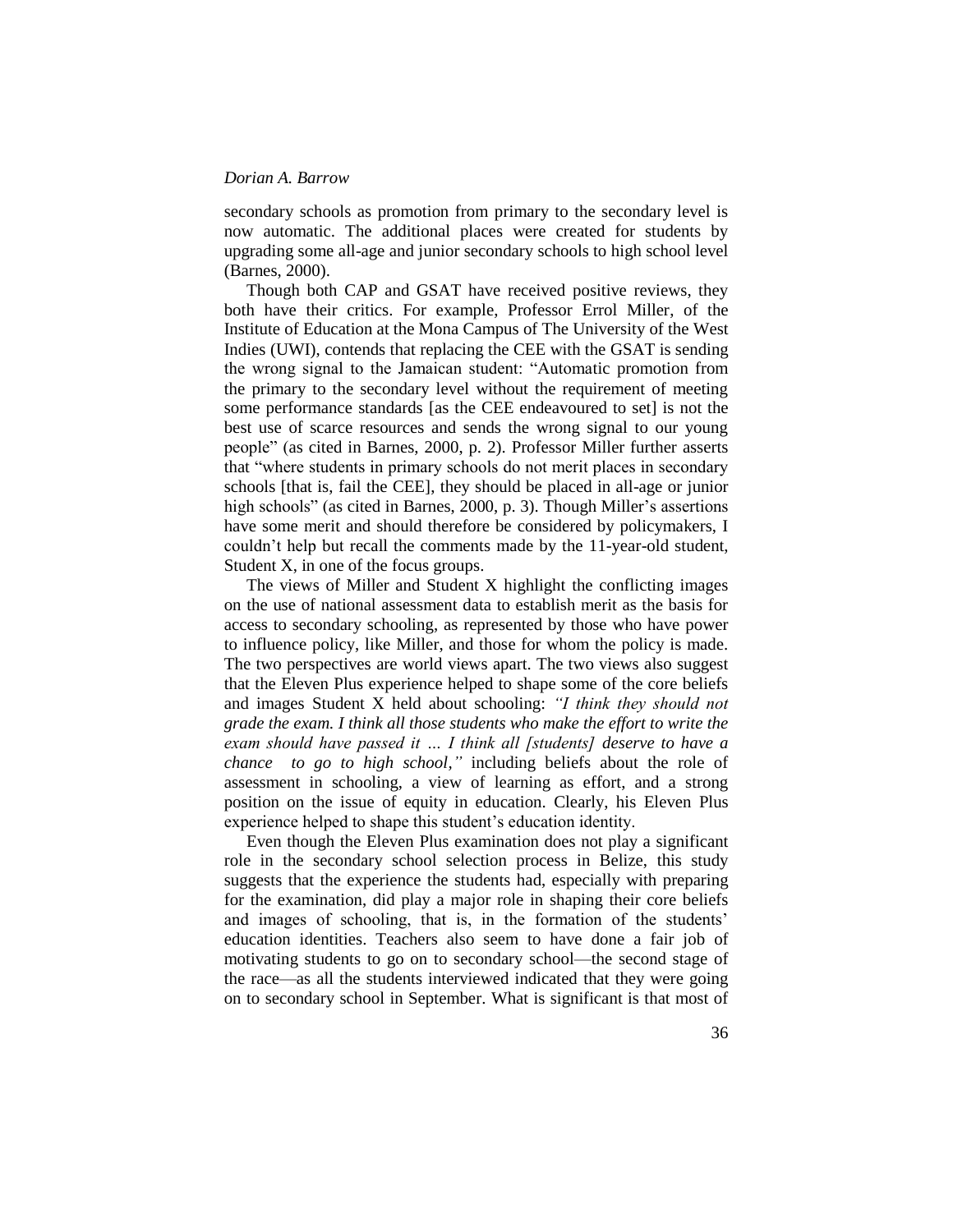secondary schools as promotion from primary to the secondary level is now automatic. The additional places were created for students by upgrading some all-age and junior secondary schools to high school level (Barnes, 2000).

Though both CAP and GSAT have received positive reviews, they both have their critics. For example, Professor Errol Miller, of the Institute of Education at the Mona Campus of The University of the West Indies (UWI), contends that replacing the CEE with the GSAT is sending the wrong signal to the Jamaican student: "Automatic promotion from the primary to the secondary level without the requirement of meeting some performance standards [as the CEE endeavoured to set] is not the best use of scarce resources and sends the wrong signal to our young people" (as cited in Barnes, 2000, p. 2). Professor Miller further asserts that "where students in primary schools do not merit places in secondary schools [that is, fail the CEE], they should be placed in all-age or junior high schools" (as cited in Barnes, 2000, p. 3). Though Miller's assertions have some merit and should therefore be considered by policymakers, I couldn't help but recall the comments made by the 11-year-old student, Student X, in one of the focus groups.

The views of Miller and Student X highlight the conflicting images on the use of national assessment data to establish merit as the basis for access to secondary schooling, as represented by those who have power to influence policy, like Miller, and those for whom the policy is made. The two perspectives are world views apart. The two views also suggest that the Eleven Plus experience helped to shape some of the core beliefs and images Student X held about schooling: *"I think they should not grade the exam. I think all those students who make the effort to write the exam should have passed it … I think all [students] deserve to have a chance to go to high school,"* including beliefs about the role of assessment in schooling, a view of learning as effort, and a strong position on the issue of equity in education. Clearly, his Eleven Plus experience helped to shape this student's education identity.

Even though the Eleven Plus examination does not play a significant role in the secondary school selection process in Belize, this study suggests that the experience the students had, especially with preparing for the examination, did play a major role in shaping their core beliefs and images of schooling, that is, in the formation of the students' education identities. Teachers also seem to have done a fair job of motivating students to go on to secondary school—the second stage of the race—as all the students interviewed indicated that they were going on to secondary school in September. What is significant is that most of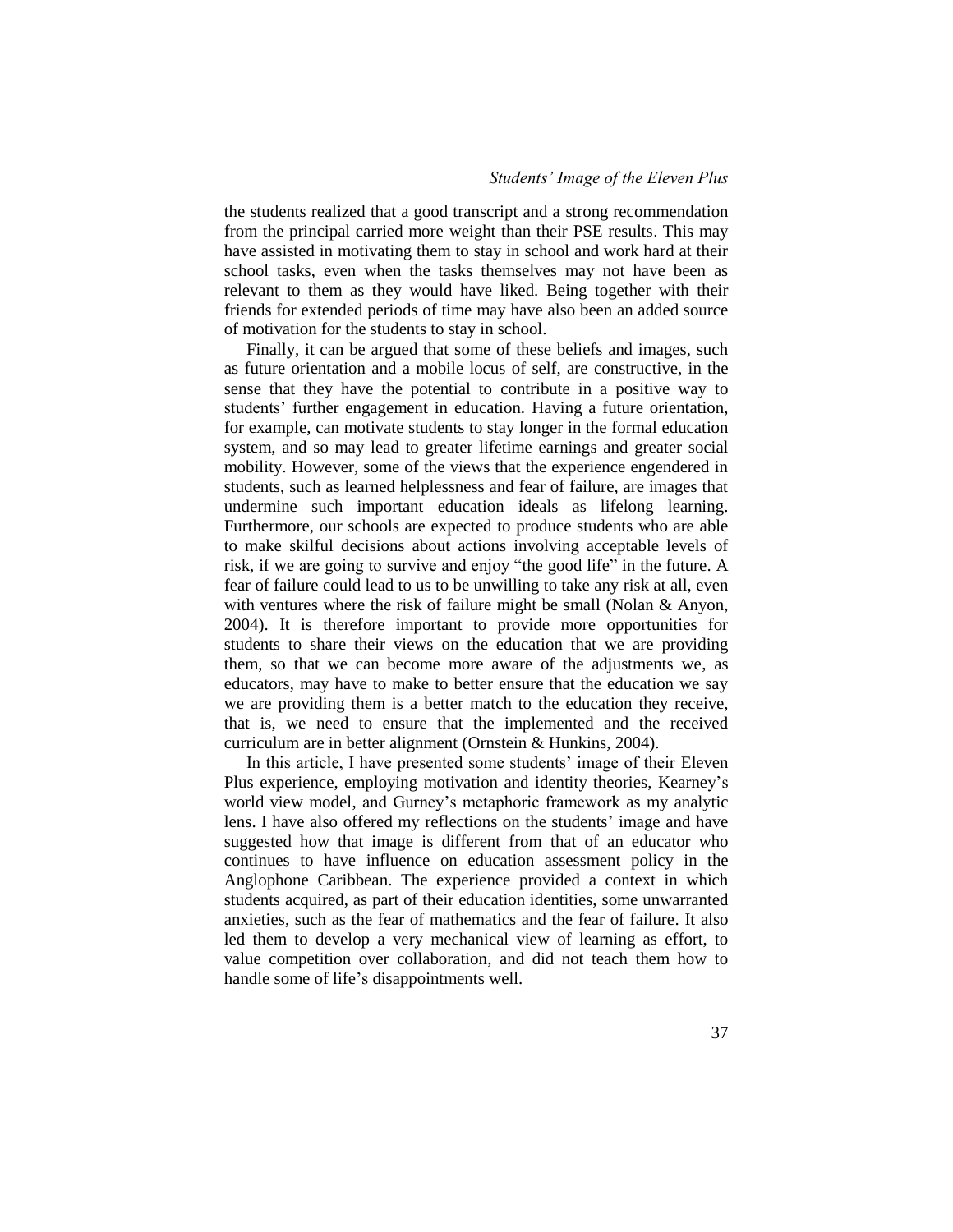the students realized that a good transcript and a strong recommendation from the principal carried more weight than their PSE results. This may have assisted in motivating them to stay in school and work hard at their school tasks, even when the tasks themselves may not have been as relevant to them as they would have liked. Being together with their friends for extended periods of time may have also been an added source of motivation for the students to stay in school.

Finally, it can be argued that some of these beliefs and images, such as future orientation and a mobile locus of self, are constructive, in the sense that they have the potential to contribute in a positive way to students' further engagement in education. Having a future orientation, for example, can motivate students to stay longer in the formal education system, and so may lead to greater lifetime earnings and greater social mobility. However, some of the views that the experience engendered in students, such as learned helplessness and fear of failure, are images that undermine such important education ideals as lifelong learning. Furthermore, our schools are expected to produce students who are able to make skilful decisions about actions involving acceptable levels of risk, if we are going to survive and enjoy "the good life" in the future. A fear of failure could lead to us to be unwilling to take any risk at all, even with ventures where the risk of failure might be small (Nolan & Anyon, 2004). It is therefore important to provide more opportunities for students to share their views on the education that we are providing them, so that we can become more aware of the adjustments we, as educators, may have to make to better ensure that the education we say we are providing them is a better match to the education they receive, that is, we need to ensure that the implemented and the received curriculum are in better alignment (Ornstein & Hunkins, 2004).

In this article, I have presented some students' image of their Eleven Plus experience, employing motivation and identity theories, Kearney's world view model, and Gurney's metaphoric framework as my analytic lens. I have also offered my reflections on the students' image and have suggested how that image is different from that of an educator who continues to have influence on education assessment policy in the Anglophone Caribbean. The experience provided a context in which students acquired, as part of their education identities, some unwarranted anxieties, such as the fear of mathematics and the fear of failure. It also led them to develop a very mechanical view of learning as effort, to value competition over collaboration, and did not teach them how to handle some of life's disappointments well.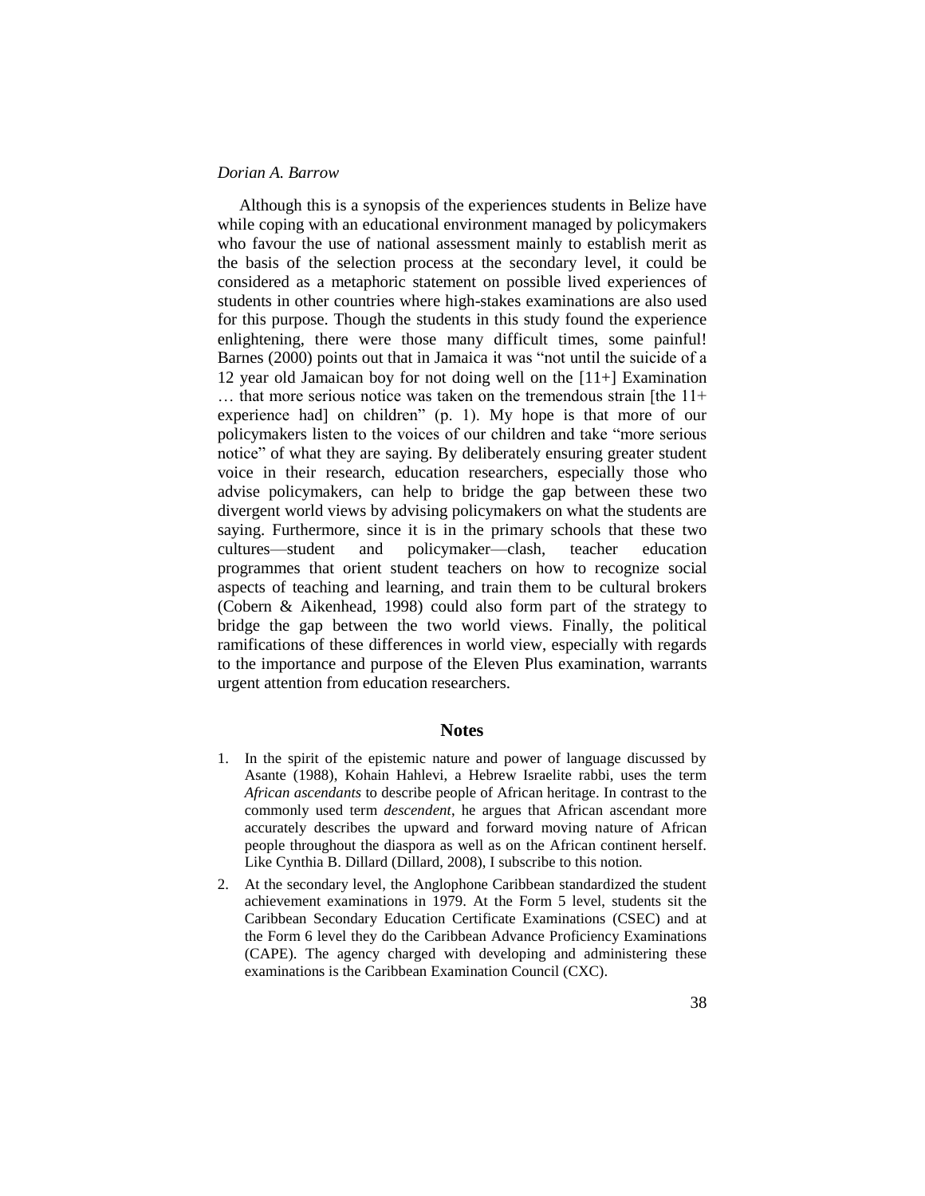Although this is a synopsis of the experiences students in Belize have while coping with an educational environment managed by policymakers who favour the use of national assessment mainly to establish merit as the basis of the selection process at the secondary level, it could be considered as a metaphoric statement on possible lived experiences of students in other countries where high-stakes examinations are also used for this purpose. Though the students in this study found the experience enlightening, there were those many difficult times, some painful! Barnes (2000) points out that in Jamaica it was "not until the suicide of a 12 year old Jamaican boy for not doing well on the [11+] Examination … that more serious notice was taken on the tremendous strain [the 11+ experience had] on children" (p. 1). My hope is that more of our policymakers listen to the voices of our children and take "more serious notice" of what they are saying. By deliberately ensuring greater student voice in their research, education researchers, especially those who advise policymakers, can help to bridge the gap between these two divergent world views by advising policymakers on what the students are saying. Furthermore, since it is in the primary schools that these two cultures—student and policymaker—clash, teacher education programmes that orient student teachers on how to recognize social aspects of teaching and learning, and train them to be cultural brokers (Cobern & Aikenhead, 1998) could also form part of the strategy to bridge the gap between the two world views. Finally, the political ramifications of these differences in world view, especially with regards to the importance and purpose of the Eleven Plus examination, warrants urgent attention from education researchers.

## Notes

1. In the spirit of the epistemic nature and power of language discussed by Asante (1988), Kohain Hahlevi, a Hebrew Israelite rabbi, uses the term *African ascendants* to describe people of African heritage. In contrast to the commonly used term *descendent*, he argues that African ascendant more accurately describes the upward and forward moving nature of African people throughout the diaspora as well as on the African continent herself. Like Cynthia B. Dillard (Dillard, 2008), I subscribe to this notion.
2. At the secondary level, the Anglophone Caribbean standardized the student achievement examinations in 1979. At the Form 5 level, students sit the Caribbean Secondary Education Certificate Examinations (CSEC) and at the Form 6 level they do the Caribbean Advance Proficiency Examinations (CAPE). The agency charged with developing and administering these examinations is the Caribbean Examination Council (CXC).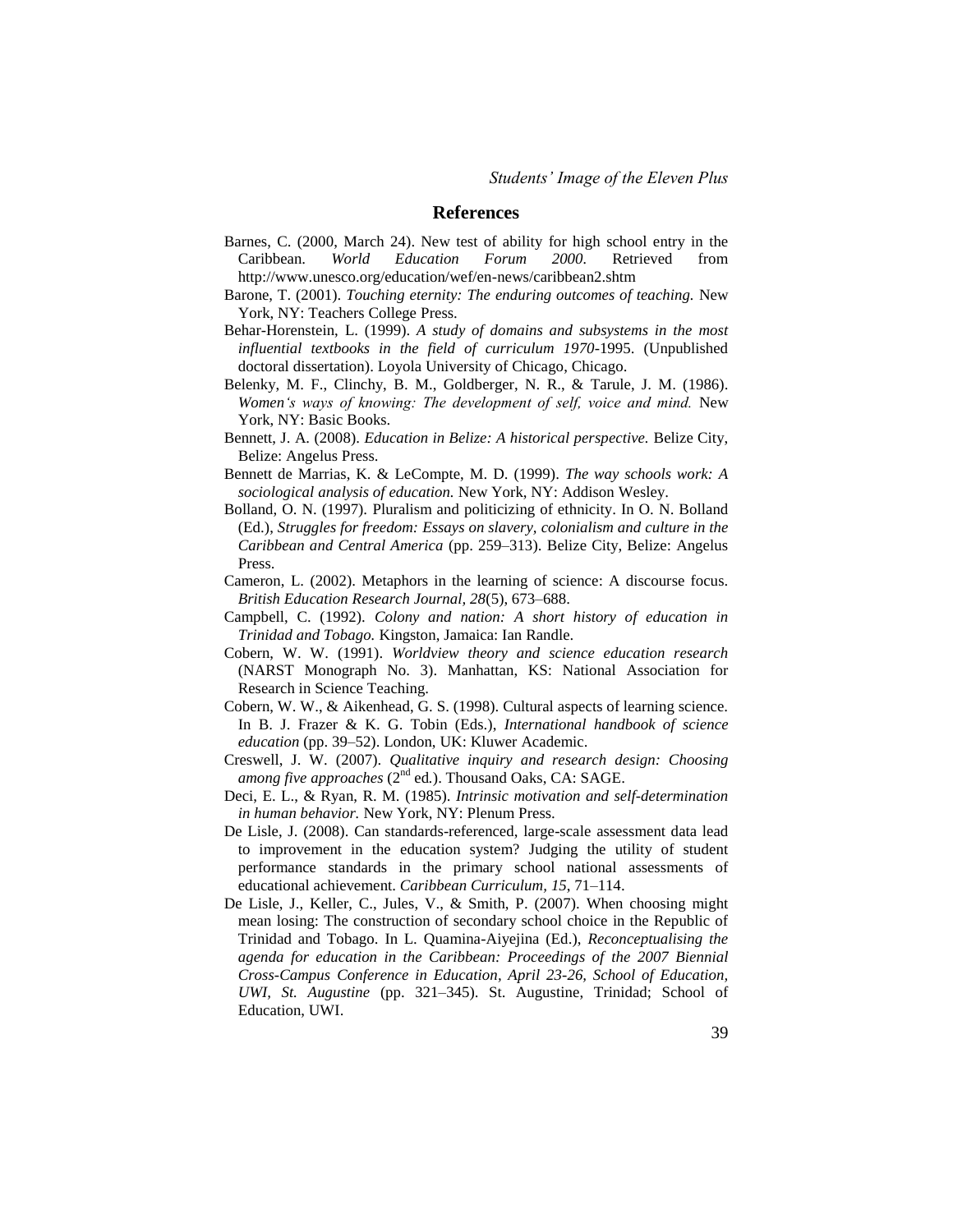# References

Barnes, C. (2000, March 24). New test of ability for high school entry in the Caribbean. *World Education Forum 2000*. Retrieved from http://www.unesco.org/education/wef/en-news/caribbean2.shtm

Barone, T. (2001). *Touching eternity: The enduring outcomes of teaching.* New York, NY: Teachers College Press.

Behar-Horenstein, L. (1999). *A study of domains and subsystems in the most influential textbooks in the field of curriculum 1970*-1995. (Unpublished doctoral dissertation). Loyola University of Chicago, Chicago.

Belenky, M. F., Clinchy, B. M., Goldberger, N. R., & Tarule, J. M. (1986). *Women's ways of knowing: The development of self, voice and mind.* New York, NY: Basic Books.

Bennett, J. A. (2008). *Education in Belize: A historical perspective.* Belize City, Belize: Angelus Press.

Bennett de Marrias, K. & LeCompte, M. D. (1999). *The way schools work: A sociological analysis of education.* New York, NY: Addison Wesley.

Bolland, O. N. (1997). Pluralism and politicizing of ethnicity. In O. N. Bolland (Ed.), *Struggles for freedom: Essays on slavery, colonialism and culture in the Caribbean and Central America* (pp. 259–313). Belize City, Belize: Angelus Press.

Cameron, L. (2002). Metaphors in the learning of science: A discourse focus. *British Education Research Journal, 28*(5), 673–688.

Campbell, C. (1992). *Colony and nation: A short history of education in Trinidad and Tobago.* Kingston, Jamaica: Ian Randle.

Cobern, W. W. (1991). *Worldview theory and science education research* (NARST Monograph No. 3). Manhattan, KS: National Association for Research in Science Teaching.

Cobern, W. W., & Aikenhead, G. S. (1998). Cultural aspects of learning science. In B. J. Frazer & K. G. Tobin (Eds.), *International handbook of science education* (pp. 39–52). London, UK: Kluwer Academic.

Creswell, J. W. (2007). *Qualitative inquiry and research design: Choosing among five approaches* (2nd ed.). Thousand Oaks, CA: SAGE.

Deci, E. L., & Ryan, R. M. (1985). *Intrinsic motivation and self-determination in human behavior.* New York, NY: Plenum Press.

De Lisle, J. (2008). Can standards-referenced, large-scale assessment data lead to improvement in the education system? Judging the utility of student performance standards in the primary school national assessments of educational achievement. *Caribbean Curriculum, 15*, 71–114.

De Lisle, J., Keller, C., Jules, V., & Smith, P. (2007). When choosing might mean losing: The construction of secondary school choice in the Republic of Trinidad and Tobago. In L. Quamina-Aiyejina (Ed.), *Reconceptualising the agenda for education in the Caribbean: Proceedings of the 2007 Biennial Cross-Campus Conference in Education, April 23-26, School of Education, UWI, St. Augustine* (pp. 321–345). St. Augustine, Trinidad; School of Education, UWI.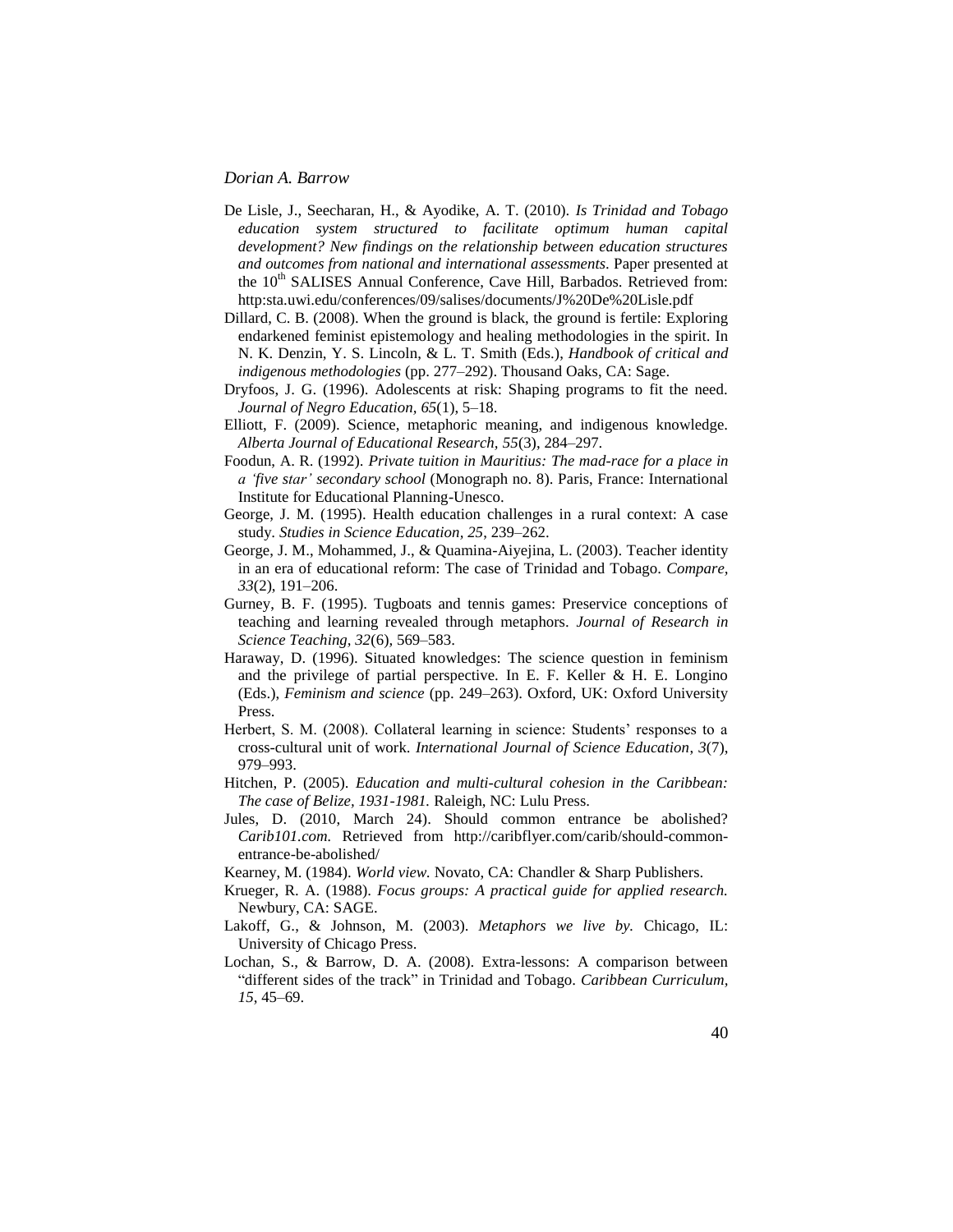De Lisle, J., Seecharan, H., & Ayodike, A. T. (2010). *Is Trinidad and Tobago education system structured to facilitate optimum human capital development? New findings on the relationship between education structures and outcomes from national and international assessments*. Paper presented at the 10th SALISES Annual Conference, Cave Hill, Barbados. Retrieved from: http:sta.uwi.edu/conferences/09/salises/documents/J%20De%20Lisle.pdf

Dillard, C. B. (2008). When the ground is black, the ground is fertile: Exploring endarkened feminist epistemology and healing methodologies in the spirit. In N. K. Denzin, Y. S. Lincoln, & L. T. Smith (Eds.), *Handbook of critical and indigenous methodologies* (pp. 277–292). Thousand Oaks, CA: Sage.

Dryfoos, J. G. (1996). Adolescents at risk: Shaping programs to fit the need. *Journal of Negro Education*, *65*(1), 5–18.

Elliott, F. (2009). Science, metaphoric meaning, and indigenous knowledge. *Alberta Journal of Educational Research*, *55*(3), 284–297.

Foodun, A. R. (1992). *Private tuition in Mauritius: The mad-race for a place in a 'five star' secondary school* (Monograph no. 8). Paris, France: International Institute for Educational Planning-Unesco.

George, J. M. (1995). Health education challenges in a rural context: A case study. *Studies in Science Education*, *25*, 239–262.

George, J. M., Mohammed, J., & Quamina-Aiyejina, L. (2003). Teacher identity in an era of educational reform: The case of Trinidad and Tobago. *Compare*, *33*(2), 191–206.

Gurney, B. F. (1995). Tugboats and tennis games: Preservice conceptions of teaching and learning revealed through metaphors. *Journal of Research in Science Teaching*, *32*(6), 569–583.

Haraway, D. (1996). Situated knowledges: The science question in feminism and the privilege of partial perspective. In E. F. Keller & H. E. Longino (Eds.), *Feminism and science* (pp. 249–263). Oxford, UK: Oxford University Press.

Herbert, S. M. (2008). Collateral learning in science: Students' responses to a cross-cultural unit of work. *International Journal of Science Education*, *3*(7), 979–993.

Hitchen, P. (2005). *Education and multi-cultural cohesion in the Caribbean: The case of Belize, 1931-1981.* Raleigh, NC: Lulu Press.

Jules, D. (2010, March 24). Should common entrance be abolished? *Carib101.com*. Retrieved from http://caribflyer.com/carib/should-common-entrance-be-abolished/

Kearney, M. (1984). *World view.* Novato, CA: Chandler & Sharp Publishers.

Krueger, R. A. (1988). *Focus groups: A practical guide for applied research.* Newbury, CA: SAGE.

Lakoff, G., & Johnson, M. (2003). *Metaphors we live by.* Chicago, IL: University of Chicago Press.

Lochan, S., & Barrow, D. A. (2008). Extra-lessons: A comparison between "different sides of the track" in Trinidad and Tobago. *Caribbean Curriculum*, *15*, 45–69.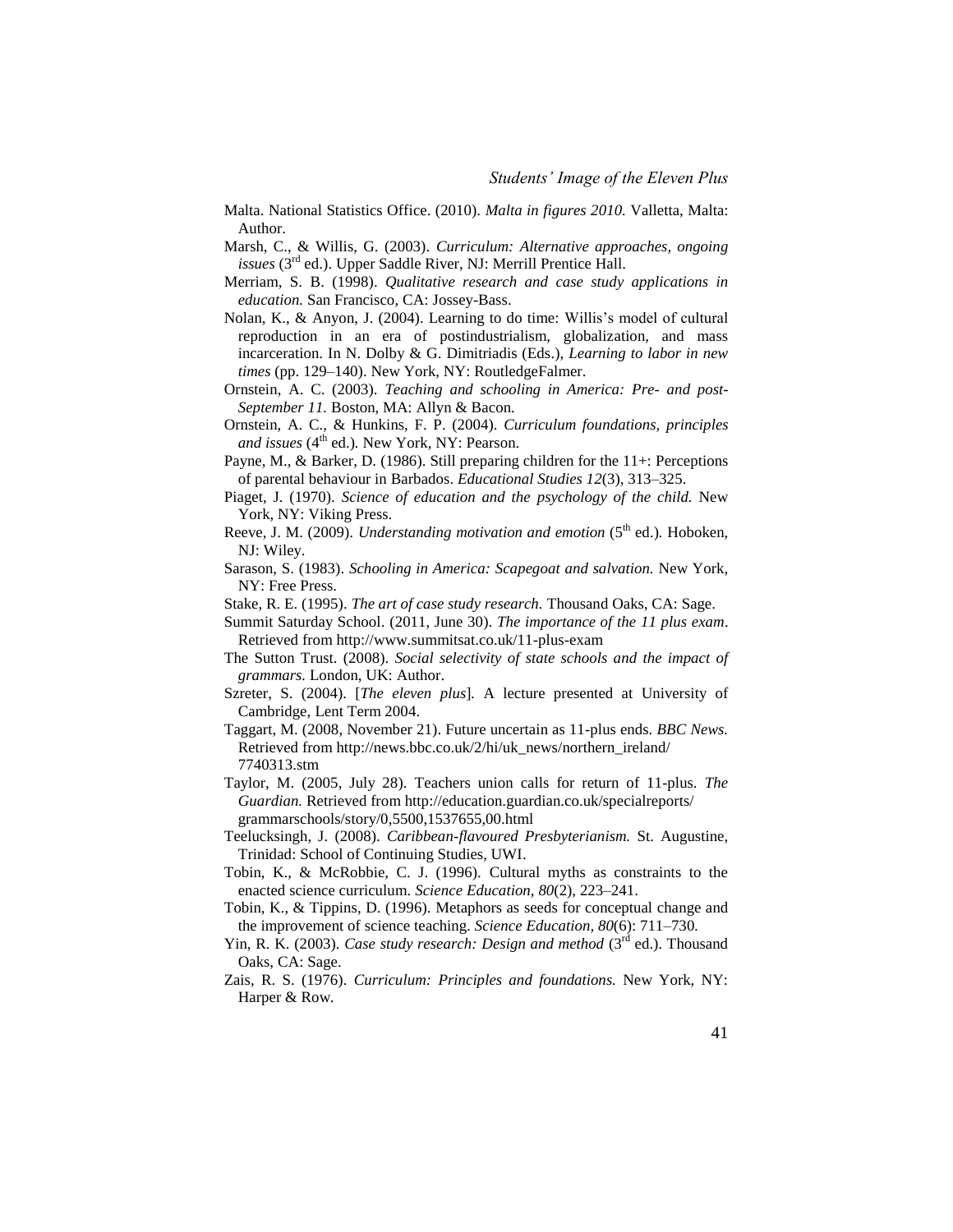Malta. National Statistics Office. (2010). *Malta in figures 2010.* Valletta, Malta: Author.

Marsh, C., & Willis, G. (2003). *Curriculum: Alternative approaches, ongoing issues* (3rd ed.). Upper Saddle River, NJ: Merrill Prentice Hall.

Merriam, S. B. (1998). *Qualitative research and case study applications in education.* San Francisco, CA: Jossey-Bass.

Nolan, K., & Anyon, J. (2004). Learning to do time: Willis's model of cultural reproduction in an era of postindustrialism, globalization, and mass incarceration. In N. Dolby & G. Dimitriadis (Eds.), *Learning to labor in new times* (pp. 129–140). New York, NY: RoutledgeFalmer.

Ornstein, A. C. (2003). *Teaching and schooling in America: Pre- and post-September 11.* Boston, MA: Allyn & Bacon.

Ornstein, A. C., & Hunkins, F. P. (2004). *Curriculum foundations, principles and issues* (4th ed.). New York, NY: Pearson.

Payne, M., & Barker, D. (1986). Still preparing children for the 11+: Perceptions of parental behaviour in Barbados. *Educational Studies 12*(3), 313–325.

Piaget, J. (1970). *Science of education and the psychology of the child.* New York, NY: Viking Press.

Reeve, J. M. (2009). *Understanding motivation and emotion* (5th ed.). Hoboken, NJ: Wiley.

Sarason, S. (1983). *Schooling in America: Scapegoat and salvation.* New York, NY: Free Press.

Stake, R. E. (1995). *The art of case study research.* Thousand Oaks, CA: Sage.

Summit Saturday School. (2011, June 30). *The importance of the 11 plus exam*. Retrieved from http://www.summitsat.co.uk/11-plus-exam

The Sutton Trust. (2008). *Social selectivity of state schools and the impact of grammars.* London, UK: Author.

Szreter, S. (2004). [*The eleven plus*]. A lecture presented at University of Cambridge, Lent Term 2004.

Taggart, M. (2008, November 21). Future uncertain as 11-plus ends. *BBC News.* Retrieved from http://news.bbc.co.uk/2/hi/uk_news/northern_ireland/7740313.stm

Taylor, M. (2005, July 28). Teachers union calls for return of 11-plus. *The Guardian.* Retrieved from http://education.guardian.co.uk/specialreports/grammarschools/story/0,5500,1537655,00.html

Teelucksingh, J. (2008). *Caribbean-flavoured Presbyterianism.* St. Augustine, Trinidad: School of Continuing Studies, UWI.

Tobin, K., & McRobbie, C. J. (1996). Cultural myths as constraints to the enacted science curriculum. *Science Education, 80*(2), 223–241.

Tobin, K., & Tippins, D. (1996). Metaphors as seeds for conceptual change and the improvement of science teaching. *Science Education, 80*(6): 711–730.

Yin, R. K. (2003). *Case study research: Design and method* (3rd ed.). Thousand Oaks, CA: Sage.

Zais, R. S. (1976). *Curriculum: Principles and foundations.* New York, NY: Harper & Row.